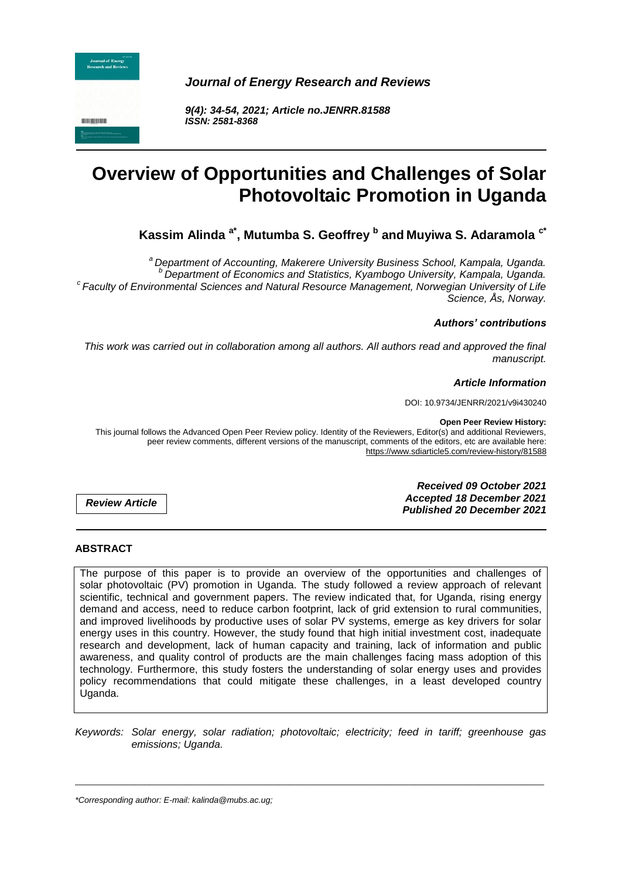*Journal of Energy Research and Reviews*

*9(4): 34-54, 2021; Article no.JENRR.81588*
*ISSN: 2581-8368*

# Overview of Opportunities and Challenges of Solar Photovoltaic Promotion in Uganda

**Kassim Alinda [a*], Mutumba S. Geoffrey [b] and Muyiwa S. Adaramola [c*]**

*[a] Department of Accounting, Makerere University Business School, Kampala, Uganda.*
*[b] Department of Economics and Statistics, Kyambogo University, Kampala, Uganda.*
*[c] Faculty of Environmental Sciences and Natural Resource Management, Norwegian University of Life Science, Ås, Norway.*

***Authors' contributions***

*This work was carried out in collaboration among all authors. All authors read and approved the final manuscript.*

***Article Information***

DOI: 10.9734/JENRR/2021/v9i430240

**Open Peer Review History:**
This journal follows the Advanced Open Peer Review policy. Identity of the Reviewers, Editor(s) and additional Reviewers, peer review comments, different versions of the manuscript, comments of the editors, etc are available here: https://www.sdiarticle5.com/review-history/81588

***Review Article***

***Received 09 October 2021***
***Accepted 18 December 2021***
***Published 20 December 2021***

## ABSTRACT

The purpose of this paper is to provide an overview of the opportunities and challenges of solar photovoltaic (PV) promotion in Uganda. The study followed a review approach of relevant scientific, technical and government papers. The review indicated that, for Uganda, rising energy demand and access, need to reduce carbon footprint, lack of grid extension to rural communities, and improved livelihoods by productive uses of solar PV systems, emerge as key drivers for solar energy uses in this country. However, the study found that high initial investment cost, inadequate research and development, lack of human capacity and training, lack of information and public awareness, and quality control of products are the main challenges facing mass adoption of this technology. Furthermore, this study fosters the understanding of solar energy uses and provides policy recommendations that could mitigate these challenges, in a least developed country Uganda.

*Keywords: Solar energy, solar radiation; photovoltaic; electricity; feed in tariff; greenhouse gas emissions; Uganda.*

---

*\*Corresponding author: E-mail: kalinda@mubs.ac.ug;*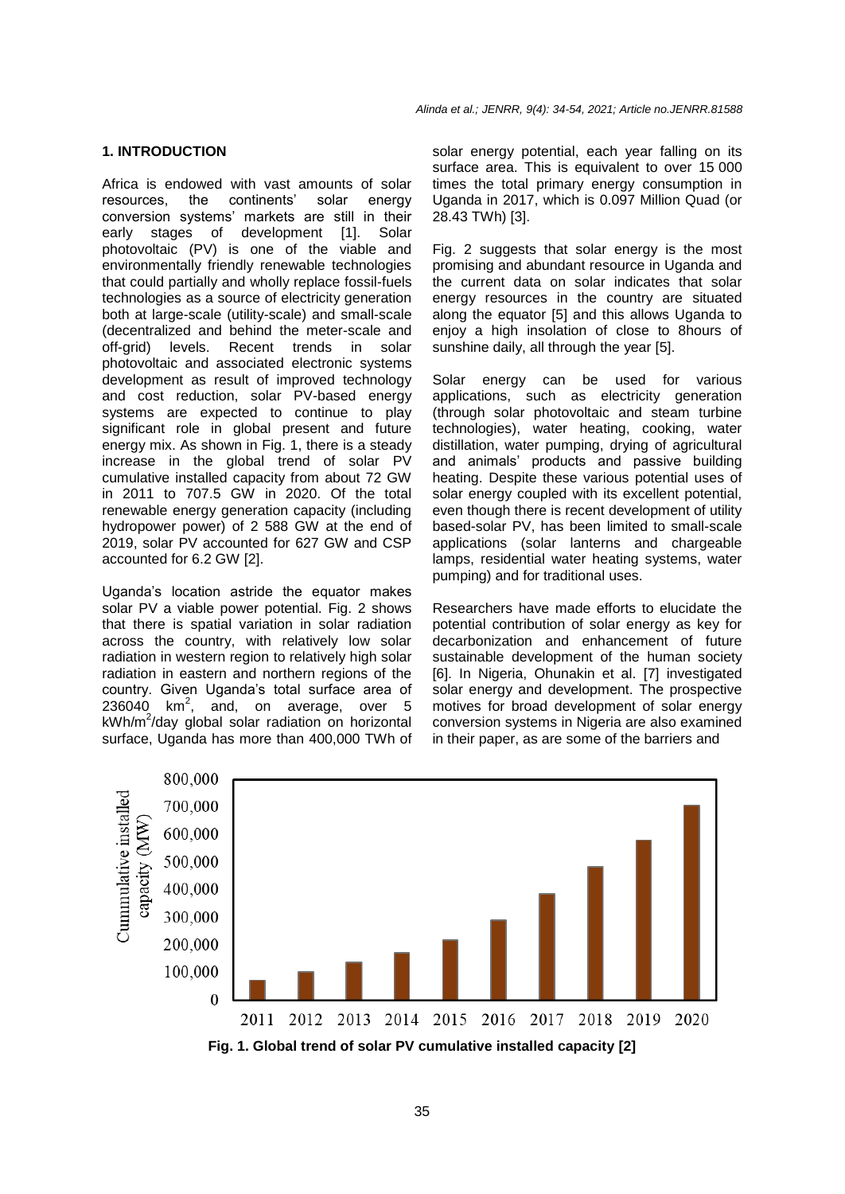## 1. INTRODUCTION

Africa is endowed with vast amounts of solar resources, the continents' solar energy conversion systems' markets are still in their early stages of development [1]. Solar photovoltaic (PV) is one of the viable and environmentally friendly renewable technologies that could partially and wholly replace fossil-fuels technologies as a source of electricity generation both at large-scale (utility-scale) and small-scale (decentralized and behind the meter-scale and off-grid) levels. Recent trends in solar photovoltaic and associated electronic systems development as result of improved technology and cost reduction, solar PV-based energy systems are expected to continue to play significant role in global present and future energy mix. As shown in Fig. 1, there is a steady increase in the global trend of solar PV cumulative installed capacity from about 72 GW in 2011 to 707.5 GW in 2020. Of the total renewable energy generation capacity (including hydropower power) of 2 588 GW at the end of 2019, solar PV accounted for 627 GW and CSP accounted for 6.2 GW [2].

Uganda's location astride the equator makes solar PV a viable power potential. Fig. 2 shows that there is spatial variation in solar radiation across the country, with relatively low solar radiation in western region to relatively high solar radiation in eastern and northern regions of the country. Given Uganda's total surface area of 236040 km$^2$, and, on average, over 5 kWh/m$^2$/day global solar radiation on horizontal surface, Uganda has more than 400,000 TWh of solar energy potential, each year falling on its surface area. This is equivalent to over 15 000 times the total primary energy consumption in Uganda in 2017, which is 0.097 Million Quad (or 28.43 TWh) [3].

Fig. 2 suggests that solar energy is the most promising and abundant resource in Uganda and the current data on solar indicates that solar energy resources in the country are situated along the equator [5] and this allows Uganda to enjoy a high insolation of close to 8hours of sunshine daily, all through the year [5].

Solar energy can be used for various applications, such as electricity generation (through solar photovoltaic and steam turbine technologies), water heating, cooking, water distillation, water pumping, drying of agricultural and animals' products and passive building heating. Despite these various potential uses of solar energy coupled with its excellent potential, even though there is recent development of utility based-solar PV, has been limited to small-scale applications (solar lanterns and chargeable lamps, residential water heating systems, water pumping) and for traditional uses.

Researchers have made efforts to elucidate the potential contribution of solar energy as key for decarbonization and enhancement of future sustainable development of the human society [6]. In Nigeria, Ohunakin et al. [7] investigated solar energy and development. The prospective motives for broad development of solar energy conversion systems in Nigeria are also examined in their paper, as are some of the barriers and

**Fig. 1. Global trend of solar PV cumulative installed capacity [2]**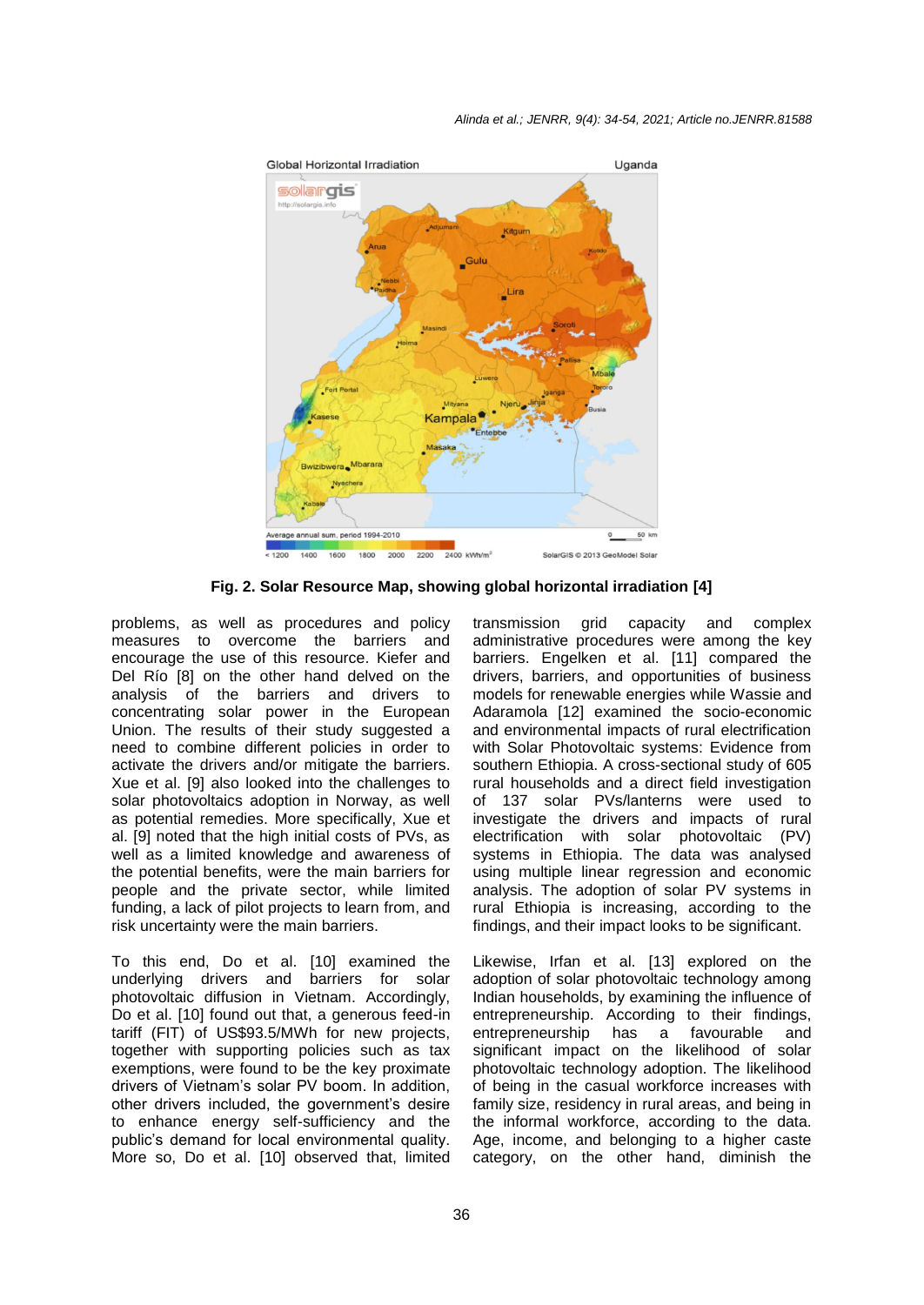**Fig. 2. Solar Resource Map, showing global horizontal irradiation [4]**

problems, as well as procedures and policy measures to overcome the barriers and encourage the use of this resource. Kiefer and Del Río [8] on the other hand delved on the analysis of the barriers and drivers to concentrating solar power in the European Union. The results of their study suggested a need to combine different policies in order to activate the drivers and/or mitigate the barriers. Xue et al. [9] also looked into the challenges to solar photovoltaics adoption in Norway, as well as potential remedies. More specifically, Xue et al. [9] noted that the high initial costs of PVs, as well as a limited knowledge and awareness of the potential benefits, were the main barriers for people and the private sector, while limited funding, a lack of pilot projects to learn from, and risk uncertainty were the main barriers.

To this end, Do et al. [10] examined the underlying drivers and barriers for solar photovoltaic diffusion in Vietnam. Accordingly, Do et al. [10] found out that, a generous feed-in tariff (FIT) of US$93.5/MWh for new projects, together with supporting policies such as tax exemptions, were found to be the key proximate drivers of Vietnam's solar PV boom. In addition, other drivers included, the government's desire to enhance energy self-sufficiency and the public's demand for local environmental quality. More so, Do et al. [10] observed that, limited transmission grid capacity and complex administrative procedures were among the key barriers. Engelken et al. [11] compared the drivers, barriers, and opportunities of business models for renewable energies while Wassie and Adaramola [12] examined the socio-economic and environmental impacts of rural electrification with Solar Photovoltaic systems: Evidence from southern Ethiopia. A cross-sectional study of 605 rural households and a direct field investigation of 137 solar PVs/lanterns were used to investigate the drivers and impacts of rural electrification with solar photovoltaic (PV) systems in Ethiopia. The data was analysed using multiple linear regression and economic analysis. The adoption of solar PV systems in rural Ethiopia is increasing, according to the findings, and their impact looks to be significant.

Likewise, Irfan et al. [13] explored on the adoption of solar photovoltaic technology among Indian households, by examining the influence of entrepreneurship. According to their findings, entrepreneurship has a favourable and significant impact on the likelihood of solar photovoltaic technology adoption. The likelihood of being in the casual workforce increases with family size, residency in rural areas, and being in the informal workforce, according to the data. Age, income, and belonging to a higher caste category, on the other hand, diminish the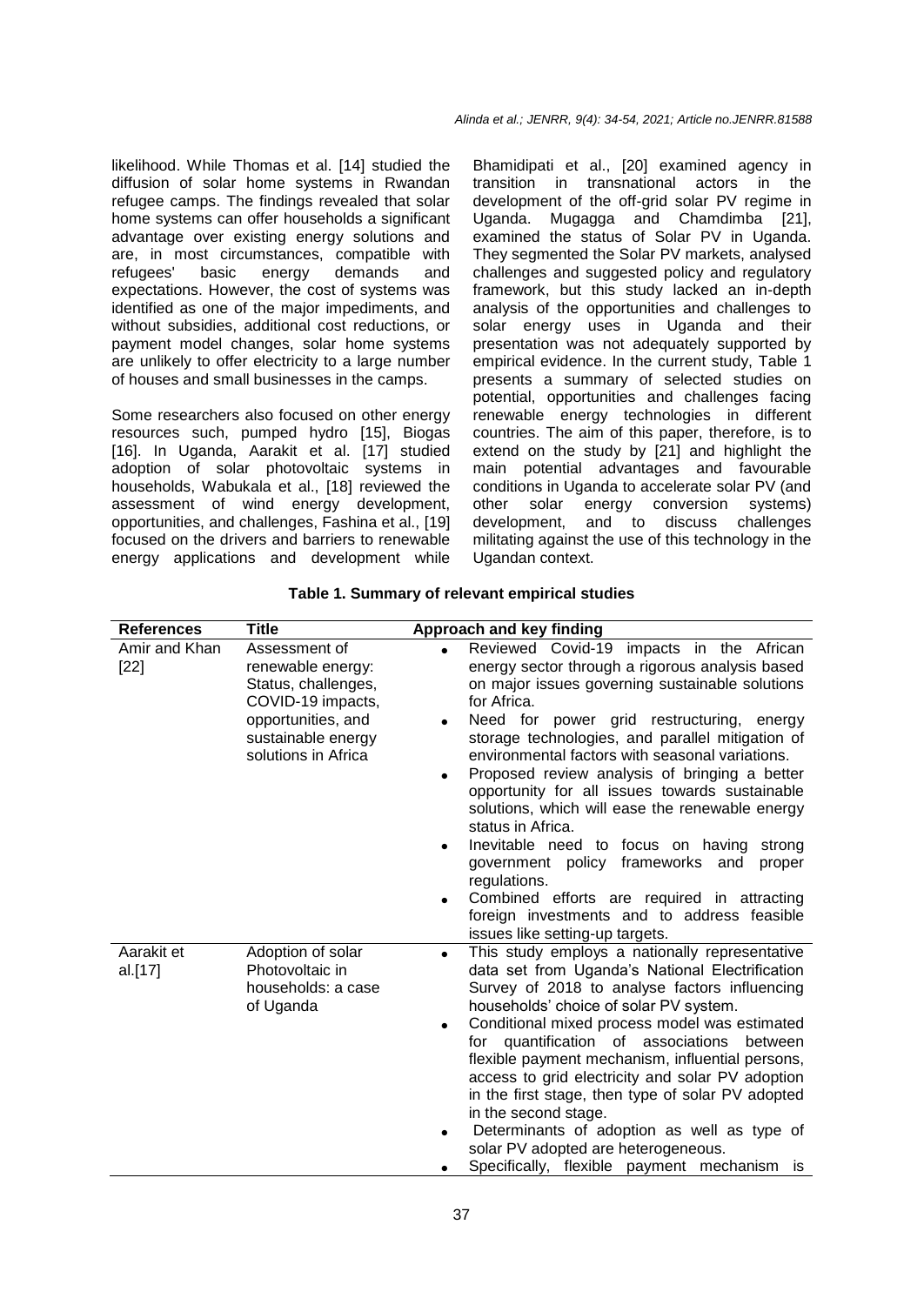likelihood. While Thomas et al. [14] studied the diffusion of solar home systems in Rwandan refugee camps. The findings revealed that solar home systems can offer households a significant advantage over existing energy solutions and are, in most circumstances, compatible with refugees' basic energy demands and expectations. However, the cost of systems was identified as one of the major impediments, and without subsidies, additional cost reductions, or payment model changes, solar home systems are unlikely to offer electricity to a large number of houses and small businesses in the camps.

Some researchers also focused on other energy resources such, pumped hydro [15], Biogas [16]. In Uganda, Aarakit et al. [17] studied adoption of solar photovoltaic systems in households, Wabukala et al., [18] reviewed the assessment of wind energy development, opportunities, and challenges, Fashina et al., [19] focused on the drivers and barriers to renewable energy applications and development while Bhamidipati et al., [20] examined agency in transition in transnational actors in the development of the off-grid solar PV regime in Uganda. Mugagga and Chamdimba [21], examined the status of Solar PV in Uganda. They segmented the Solar PV markets, analysed challenges and suggested policy and regulatory framework, but this study lacked an in-depth analysis of the opportunities and challenges to solar energy uses in Uganda and their presentation was not adequately supported by empirical evidence. In the current study, Table 1 presents a summary of selected studies on potential, opportunities and challenges facing renewable energy technologies in different countries. The aim of this paper, therefore, is to extend on the study by [21] and highlight the main potential advantages and favourable conditions in Uganda to accelerate solar PV (and other solar energy conversion systems) development, and to discuss challenges militating against the use of this technology in the Ugandan context.

**Table 1. Summary of relevant empirical studies**

| References | Title | Approach and key finding |
|---|---|---|
| Amir and Khan [22] | Assessment of renewable energy: Status, challenges, COVID-19 impacts, opportunities, and sustainable energy solutions in Africa | • Reviewed Covid-19 impacts in the African energy sector through a rigorous analysis based on major issues governing sustainable solutions for Africa.<br>• Need for power grid restructuring, energy storage technologies, and parallel mitigation of environmental factors with seasonal variations.<br>• Proposed review analysis of bringing a better opportunity for all issues towards sustainable solutions, which will ease the renewable energy status in Africa.<br>• Inevitable need to focus on having strong government policy frameworks and proper regulations.<br>• Combined efforts are required in attracting foreign investments and to address feasible issues like setting-up targets. |
| Aarakit et al.[17] | Adoption of solar Photovoltaic in households: a case of Uganda | • This study employs a nationally representative data set from Uganda's National Electrification Survey of 2018 to analyse factors influencing households' choice of solar PV system.<br>• Conditional mixed process model was estimated for quantification of associations between flexible payment mechanism, influential persons, access to grid electricity and solar PV adoption in the first stage, then type of solar PV adopted in the second stage.<br>• Determinants of adoption as well as type of solar PV adopted are heterogeneous.<br>• Specifically, flexible payment mechanism is |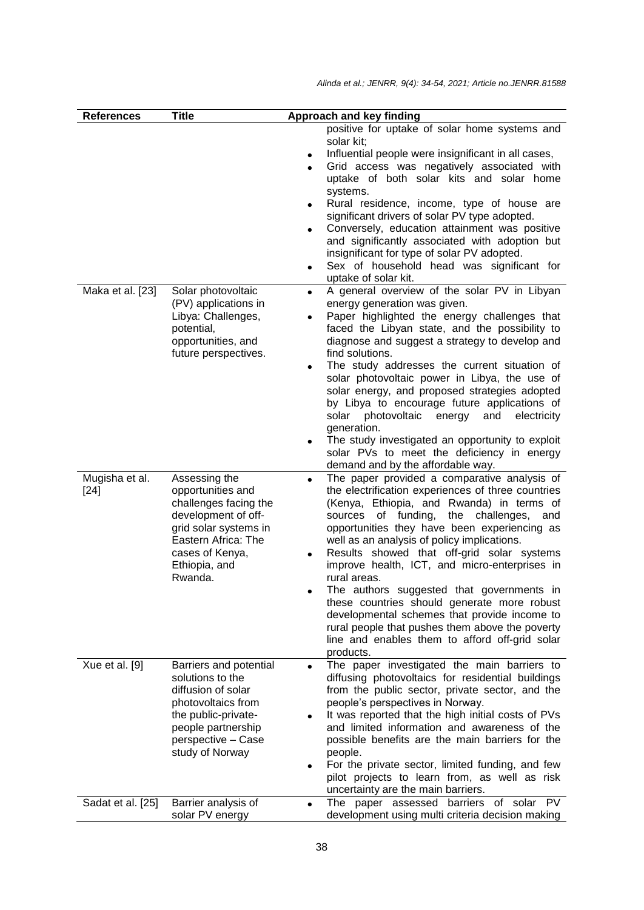| References | Title | Approach and key finding |
|---|---|---|
| | | positive for uptake of solar home systems and solar kit;<br>• Influential people were insignificant in all cases,<br>• Grid access was negatively associated with uptake of both solar kits and solar home systems.<br>• Rural residence, income, type of house are significant drivers of solar PV type adopted.<br>• Conversely, education attainment was positive and significantly associated with adoption but insignificant for type of solar PV adopted.<br>• Sex of household head was significant for uptake of solar kit. |
| Maka et al. [23] | Solar photovoltaic (PV) applications in Libya: Challenges, potential, opportunities, and future perspectives. | • A general overview of the solar PV in Libyan energy generation was given.<br>• Paper highlighted the energy challenges that faced the Libyan state, and the possibility to diagnose and suggest a strategy to develop and find solutions.<br>• The study addresses the current situation of solar photovoltaic power in Libya, the use of solar energy, and proposed strategies adopted by Libya to encourage future applications of solar photovoltaic energy and electricity generation.<br>• The study investigated an opportunity to exploit solar PVs to meet the deficiency in energy demand and by the affordable way. |
| Mugisha et al. [24] | Assessing the opportunities and challenges facing the development of off-grid solar systems in Eastern Africa: The cases of Kenya, Ethiopia, and Rwanda. | • The paper provided a comparative analysis of the electrification experiences of three countries (Kenya, Ethiopia, and Rwanda) in terms of sources of funding, the challenges, and opportunities they have been experiencing as well as an analysis of policy implications.<br>• Results showed that off-grid solar systems improve health, ICT, and micro-enterprises in rural areas.<br>• The authors suggested that governments in these countries should generate more robust developmental schemes that provide income to rural people that pushes them above the poverty line and enables them to afford off-grid solar products. |
| Xue et al. [9] | Barriers and potential solutions to the diffusion of solar photovoltaics from the public-private-people partnership perspective – Case study of Norway | • The paper investigated the main barriers to diffusing photovoltaics for residential buildings from the public sector, private sector, and the people's perspectives in Norway.<br>• It was reported that the high initial costs of PVs and limited information and awareness of the possible benefits are the main barriers for the people.<br>• For the private sector, limited funding, and few pilot projects to learn from, as well as risk uncertainty are the main barriers. |
| Sadat et al. [25] | Barrier analysis of solar PV energy | • The paper assessed barriers of solar PV development using multi criteria decision making |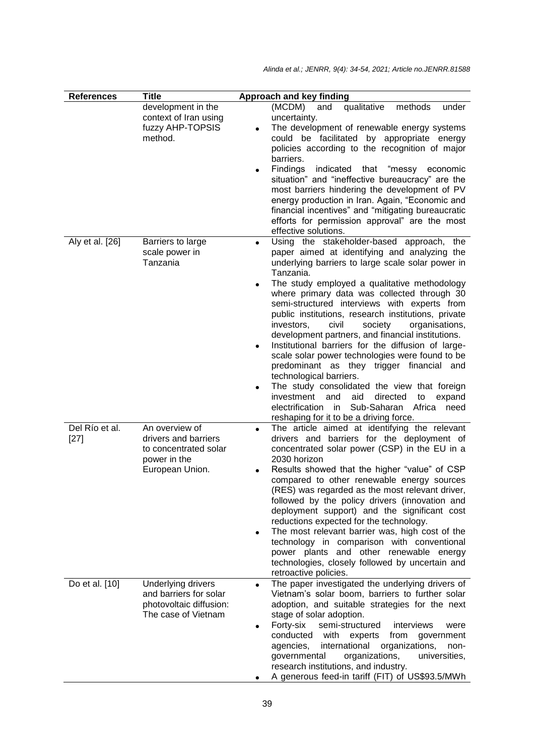| References | Title | Approach and key finding |
|---|---|---|
| | development in the context of Iran using fuzzy AHP-TOPSIS method. | (MCDM) and qualitative methods under uncertainty.<br>• The development of renewable energy systems could be facilitated by appropriate energy policies according to the recognition of major barriers.<br>• Findings indicated that "messy economic situation" and "ineffective bureaucracy" are the most barriers hindering the development of PV energy production in Iran. Again, "Economic and financial incentives" and "mitigating bureaucratic efforts for permission approval" are the most effective solutions. |
| Aly et al. [26] | Barriers to large scale power in Tanzania | • Using the stakeholder-based approach, the paper aimed at identifying and analyzing the underlying barriers to large scale solar power in Tanzania.<br>• The study employed a qualitative methodology where primary data was collected through 30 semi-structured interviews with experts from public institutions, research institutions, private investors, civil society organisations, development partners, and financial institutions.<br>• Institutional barriers for the diffusion of large-scale solar power technologies were found to be predominant as they trigger financial and technological barriers.<br>• The study consolidated the view that foreign investment and aid directed to expand electrification in Sub-Saharan Africa need reshaping for it to be a driving force. |
| Del Río et al. [27] | An overview of drivers and barriers to concentrated solar power in the European Union. | • The article aimed at identifying the relevant drivers and barriers for the deployment of concentrated solar power (CSP) in the EU in a 2030 horizon<br>• Results showed that the higher "value" of CSP compared to other renewable energy sources (RES) was regarded as the most relevant driver, followed by the policy drivers (innovation and deployment support) and the significant cost reductions expected for the technology.<br>• The most relevant barrier was, high cost of the technology in comparison with conventional power plants and other renewable energy technologies, closely followed by uncertain and retroactive policies. |
| Do et al. [10] | Underlying drivers and barriers for solar photovoltaic diffusion: The case of Vietnam | • The paper investigated the underlying drivers of Vietnam's solar boom, barriers to further solar adoption, and suitable strategies for the next stage of solar adoption.<br>• Forty-six semi-structured interviews were conducted with experts from government agencies, international organizations, non-governmental organizations, universities, research institutions, and industry.<br>• A generous feed-in tariff (FIT) of US$93.5/MWh |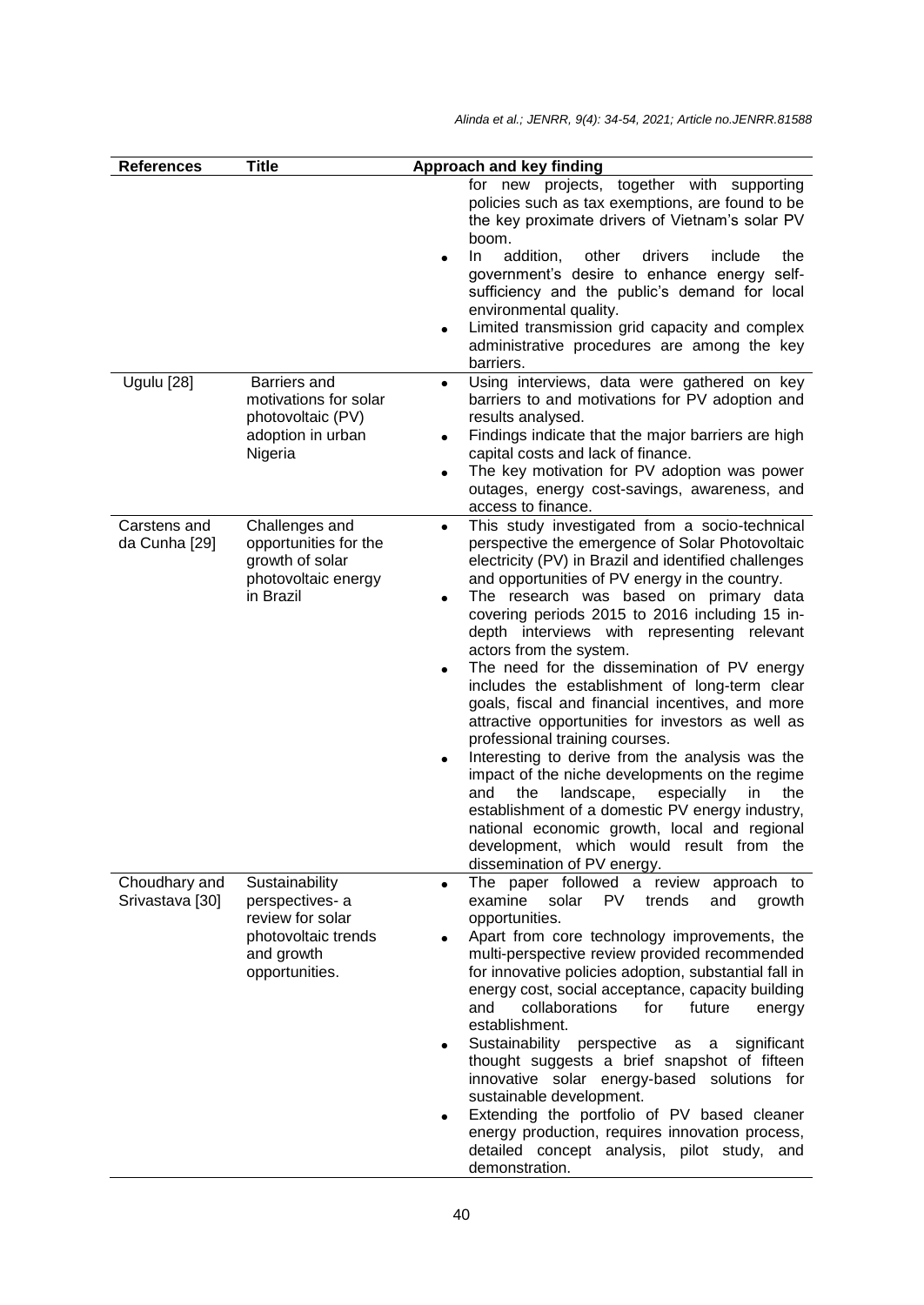| References | Title | Approach and key finding |
|---|---|---|
| | | for new projects, together with supporting policies such as tax exemptions, are found to be the key proximate drivers of Vietnam's solar PV boom.<br>• In addition, other drivers include the government's desire to enhance energy self-sufficiency and the public's demand for local environmental quality.<br>• Limited transmission grid capacity and complex administrative procedures are among the key barriers. |
| Ugulu [28] | Barriers and motivations for solar photovoltaic (PV) adoption in urban Nigeria | • Using interviews, data were gathered on key barriers to and motivations for PV adoption and results analysed.<br>• Findings indicate that the major barriers are high capital costs and lack of finance.<br>• The key motivation for PV adoption was power outages, energy cost-savings, awareness, and access to finance. |
| Carstens and da Cunha [29] | Challenges and opportunities for the growth of solar photovoltaic energy in Brazil | • This study investigated from a socio-technical perspective the emergence of Solar Photovoltaic electricity (PV) in Brazil and identified challenges and opportunities of PV energy in the country.<br>• The research was based on primary data covering periods 2015 to 2016 including 15 in-depth interviews with representing relevant actors from the system.<br>• The need for the dissemination of PV energy includes the establishment of long-term clear goals, fiscal and financial incentives, and more attractive opportunities for investors as well as professional training courses.<br>• Interesting to derive from the analysis was the impact of the niche developments on the regime and the landscape, especially in the establishment of a domestic PV energy industry, national economic growth, local and regional development, which would result from the dissemination of PV energy. |
| Choudhary and Srivastava [30] | Sustainability perspectives- a review for solar photovoltaic trends and growth opportunities. | • The paper followed a review approach to examine solar PV trends and growth opportunities.<br>• Apart from core technology improvements, the multi-perspective review provided recommended for innovative policies adoption, substantial fall in energy cost, social acceptance, capacity building and collaborations for future energy establishment.<br>• Sustainability perspective as a significant thought suggests a brief snapshot of fifteen innovative solar energy-based solutions for sustainable development.<br>• Extending the portfolio of PV based cleaner energy production, requires innovation process, detailed concept analysis, pilot study, and demonstration. |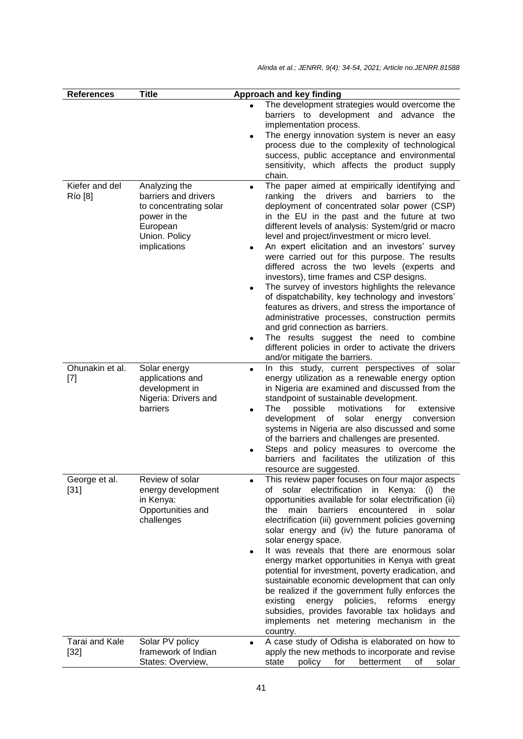| References | Title | Approach and key finding |
|---|---|---|
| | | • The development strategies would overcome the barriers to development and advance the implementation process. • The energy innovation system is never an easy process due to the complexity of technological success, public acceptance and environmental sensitivity, which affects the product supply chain. |
| Kiefer and del Río [8] | Analyzing the barriers and drivers to concentrating solar power in the European Union. Policy implications | • The paper aimed at empirically identifying and ranking the drivers and barriers to the deployment of concentrated solar power (CSP) in the EU in the past and the future at two different levels of analysis: System/grid or macro level and project/investment or micro level. • An expert elicitation and an investors' survey were carried out for this purpose. The results differed across the two levels (experts and investors), time frames and CSP designs. • The survey of investors highlights the relevance of dispatchability, key technology and investors' features as drivers, and stress the importance of administrative processes, construction permits and grid connection as barriers. • The results suggest the need to combine different policies in order to activate the drivers and/or mitigate the barriers. |
| Ohunakin et al. [7] | Solar energy applications and development in Nigeria: Drivers and barriers | • In this study, current perspectives of solar energy utilization as a renewable energy option in Nigeria are examined and discussed from the standpoint of sustainable development. • The possible motivations for extensive development of solar energy conversion systems in Nigeria are also discussed and some of the barriers and challenges are presented. • Steps and policy measures to overcome the barriers and facilitates the utilization of this resource are suggested. |
| George et al. [31] | Review of solar energy development in Kenya: Opportunities and challenges | • This review paper focuses on four major aspects of solar electrification in Kenya: (i) the opportunities available for solar electrification (ii) the main barriers encountered in solar electrification (iii) government policies governing solar energy and (iv) the future panorama of solar energy space. • It was reveals that there are enormous solar energy market opportunities in Kenya with great potential for investment, poverty eradication, and sustainable economic development that can only be realized if the government fully enforces the existing energy policies, reforms energy subsidies, provides favorable tax holidays and implements net metering mechanism in the country. |
| Tarai and Kale [32] | Solar PV policy framework of Indian States: Overview, | • A case study of Odisha is elaborated on how to apply the new methods to incorporate and revise state policy for betterment of solar |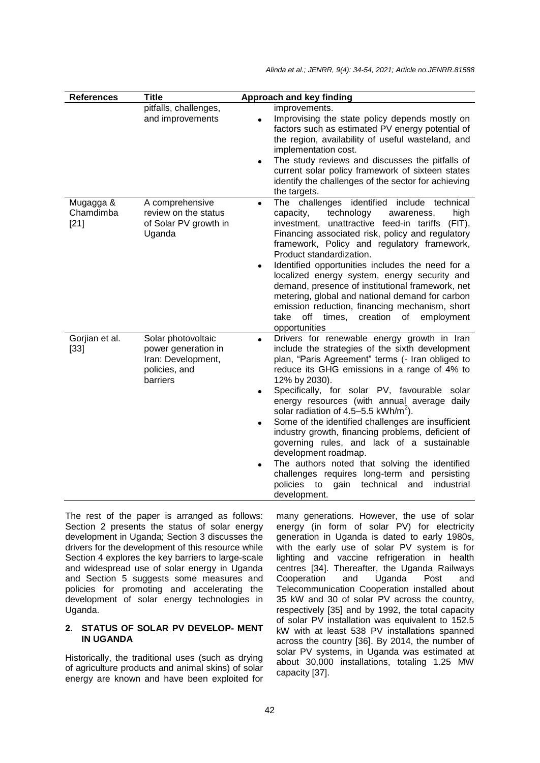| References | Title | Approach and key finding |
|---|---|---|
| | pitfalls, challenges, and improvements | improvements. <br>• Improvising the state policy depends mostly on factors such as estimated PV energy potential of the region, availability of useful wasteland, and implementation cost. <br>• The study reviews and discusses the pitfalls of current solar policy framework of sixteen states identify the challenges of the sector for achieving the targets. |
| Mugagga & Chamdimba [21] | A comprehensive review on the status of Solar PV growth in Uganda | • The challenges identified include technical capacity, technology awareness, high investment, unattractive feed-in tariffs (FIT), Financing associated risk, policy and regulatory framework, Policy and regulatory framework, Product standardization. <br>• Identified opportunities includes the need for a localized energy system, energy security and demand, presence of institutional framework, net metering, global and national demand for carbon emission reduction, financing mechanism, short take off times, creation of employment opportunities |
| Gorjian et al. [33] | Solar photovoltaic power generation in Iran: Development, policies, and barriers | • Drivers for renewable energy growth in Iran include the strategies of the sixth development plan, "Paris Agreement" terms (- Iran obliged to reduce its GHG emissions in a range of 4% to 12% by 2030). <br>• Specifically, for solar PV, favourable solar energy resources (with annual average daily solar radiation of 4.5–5.5 kWh/m$^2$). <br>• Some of the identified challenges are insufficient industry growth, financing problems, deficient of governing rules, and lack of a sustainable development roadmap. <br>• The authors noted that solving the identified challenges requires long-term and persisting policies to gain technical and industrial development. |

The rest of the paper is arranged as follows: Section 2 presents the status of solar energy development in Uganda; Section 3 discusses the drivers for the development of this resource while Section 4 explores the key barriers to large-scale and widespread use of solar energy in Uganda and Section 5 suggests some measures and policies for promoting and accelerating the development of solar energy technologies in Uganda.

## 2. STATUS OF SOLAR PV DEVELOP- MENT IN UGANDA

Historically, the traditional uses (such as drying of agriculture products and animal skins) of solar energy are known and have been exploited for many generations. However, the use of solar energy (in form of solar PV) for electricity generation in Uganda is dated to early 1980s, with the early use of solar PV system is for lighting and vaccine refrigeration in health centres [34]. Thereafter, the Uganda Railways Cooperation and Uganda Post and Telecommunication Cooperation installed about 35 kW and 30 of solar PV across the country, respectively [35] and by 1992, the total capacity of solar PV installation was equivalent to 152.5 kW with at least 538 PV installations spanned across the country [36]. By 2014, the number of solar PV systems, in Uganda was estimated at about 30,000 installations, totaling 1.25 MW capacity [37].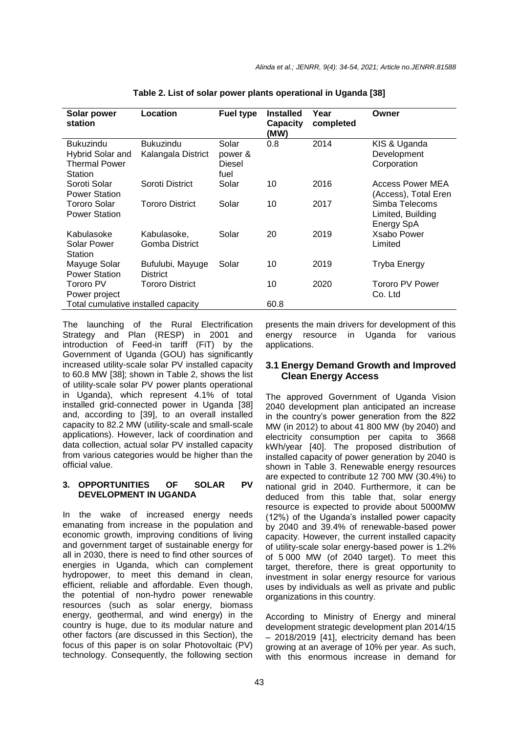**Table 2. List of solar power plants operational in Uganda [38]**

| Solar power station | Location | Fuel type | Installed Capacity (MW) | Year completed | Owner |
|---|---|---|---|---|---|
| Bukuzindu Hybrid Solar and Thermal Power Station | Bukuzindu Kalangala District | Solar power & Diesel fuel | 0.8 | 2014 | KIS & Uganda Development Corporation |
| Soroti Solar Power Station | Soroti District | Solar | 10 | 2016 | Access Power MEA (Access), Total Eren |
| Tororo Solar Power Station | Tororo District | Solar | 10 | 2017 | Simba Telecoms Limited, Building Energy SpA |
| Kabulasoke Solar Power Station | Kabulasoke, Gomba District | Solar | 20 | 2019 | Xsabo Power Limited |
| Mayuge Solar Power Station | Bufulubi, Mayuge District | Solar | 10 | 2019 | Tryba Energy |
| Tororo PV Power project | Tororo District | | 10 | 2020 | Tororo PV Power Co. Ltd |
| Total cumulative installed capacity | | | 60.8 | | |

The launching of the Rural Electrification Strategy and Plan (RESP) in 2001 and introduction of Feed-in tariff (FiT) by the Government of Uganda (GOU) has significantly increased utility-scale solar PV installed capacity to 60.8 MW [38]; shown in Table 2, shows the list of utility-scale solar PV power plants operational in Uganda), which represent 4.1% of total installed grid-connected power in Uganda [38] and, according to [39], to an overall installed capacity to 82.2 MW (utility-scale and small-scale applications). However, lack of coordination and data collection, actual solar PV installed capacity from various categories would be higher than the official value.

## 3. OPPORTUNITIES OF SOLAR PV DEVELOPMENT IN UGANDA

In the wake of increased energy needs emanating from increase in the population and economic growth, improving conditions of living and government target of sustainable energy for all in 2030, there is need to find other sources of energies in Uganda, which can complement hydropower, to meet this demand in clean, efficient, reliable and affordable. Even though, the potential of non-hydro power renewable resources (such as solar energy, biomass energy, geothermal, and wind energy) in the country is huge, due to its modular nature and other factors (are discussed in this Section), the focus of this paper is on solar Photovoltaic (PV) technology. Consequently, the following section presents the main drivers for development of this energy resource in Uganda for various applications.

### 3.1 Energy Demand Growth and Improved Clean Energy Access

The approved Government of Uganda Vision 2040 development plan anticipated an increase in the country's power generation from the 822 MW (in 2012) to about 41 800 MW (by 2040) and electricity consumption per capita to 3668 kWh/year [40]. The proposed distribution of installed capacity of power generation by 2040 is shown in Table 3. Renewable energy resources are expected to contribute 12 700 MW (30.4%) to national grid in 2040. Furthermore, it can be deduced from this table that, solar energy resource is expected to provide about 5000MW (12%) of the Uganda's installed power capacity by 2040 and 39.4% of renewable-based power capacity. However, the current installed capacity of utility-scale solar energy-based power is 1.2% of 5 000 MW (of 2040 target). To meet this target, therefore, there is great opportunity to investment in solar energy resource for various uses by individuals as well as private and public organizations in this country.

According to Ministry of Energy and mineral development strategic development plan 2014/15 – 2018/2019 [41], electricity demand has been growing at an average of 10% per year. As such, with this enormous increase in demand for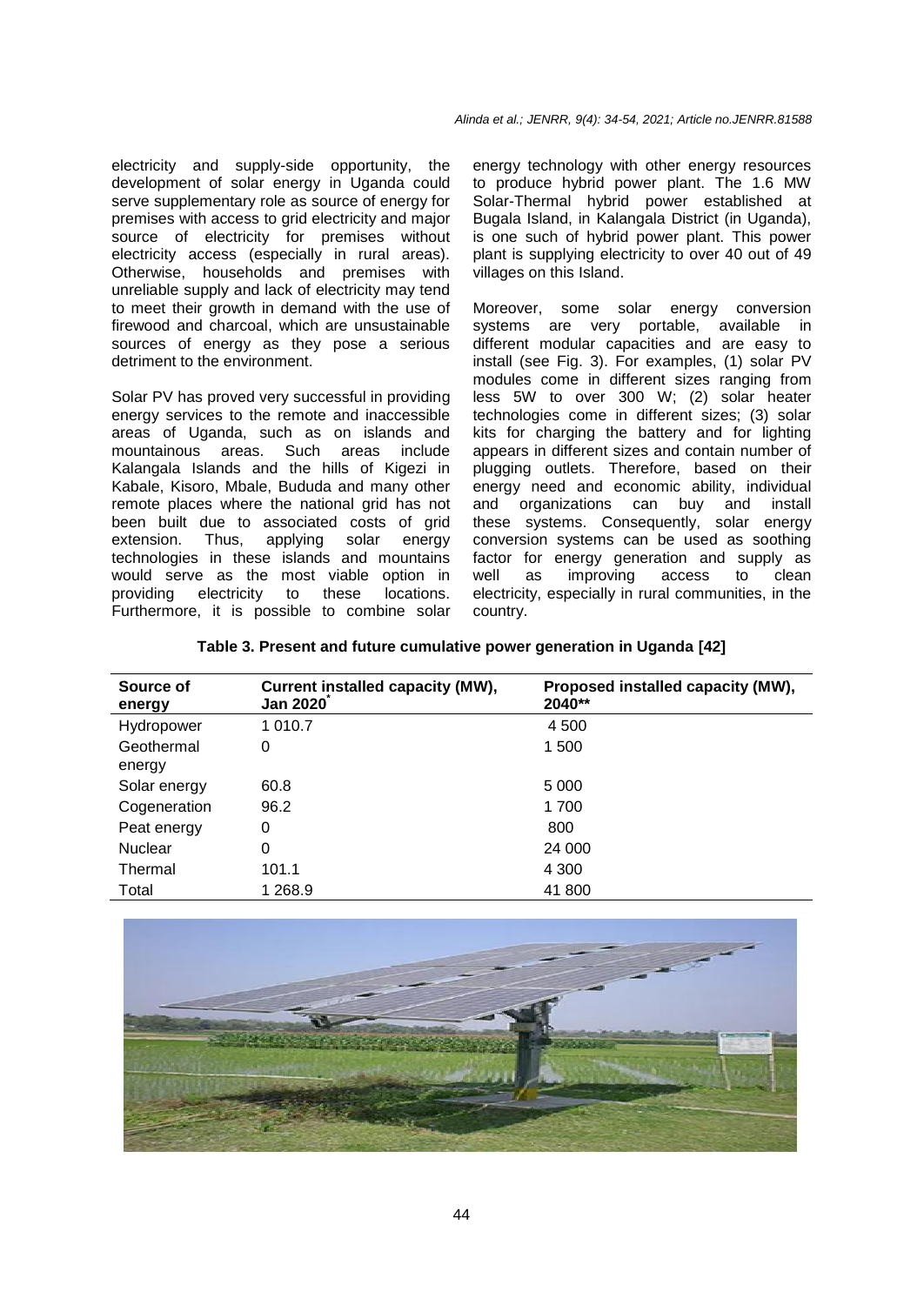electricity and supply-side opportunity, the development of solar energy in Uganda could serve supplementary role as source of energy for premises with access to grid electricity and major source of electricity for premises without electricity access (especially in rural areas). Otherwise, households and premises with unreliable supply and lack of electricity may tend to meet their growth in demand with the use of firewood and charcoal, which are unsustainable sources of energy as they pose a serious detriment to the environment.

Solar PV has proved very successful in providing energy services to the remote and inaccessible areas of Uganda, such as on islands and mountainous areas. Such areas include Kalangala Islands and the hills of Kigezi in Kabale, Kisoro, Mbale, Bududa and many other remote places where the national grid has not been built due to associated costs of grid extension. Thus, applying solar energy technologies in these islands and mountains would serve as the most viable option in providing electricity to these locations. Furthermore, it is possible to combine solar energy technology with other energy resources to produce hybrid power plant. The 1.6 MW Solar-Thermal hybrid power established at Bugala Island, in Kalangala District (in Uganda), is one such of hybrid power plant. This power plant is supplying electricity to over 40 out of 49 villages on this Island.

Moreover, some solar energy conversion systems are very portable, available in different modular capacities and are easy to install (see Fig. 3). For examples, (1) solar PV modules come in different sizes ranging from less 5W to over 300 W; (2) solar heater technologies come in different sizes; (3) solar kits for charging the battery and for lighting appears in different sizes and contain number of plugging outlets. Therefore, based on their energy need and economic ability, individual and organizations can buy and install these systems. Consequently, solar energy conversion systems can be used as soothing factor for energy generation and supply as well as improving access to clean electricity, especially in rural communities, in the country.

**Table 3. Present and future cumulative power generation in Uganda [42]**

| Source of energy | Current installed capacity (MW), Jan 2020* | Proposed installed capacity (MW), 2040** |
|---|---|---|
| Hydropower | 1 010.7 | 4 500 |
| Geothermal energy | 0 | 1 500 |
| Solar energy | 60.8 | 5 000 |
| Cogeneration | 96.2 | 1 700 |
| Peat energy | 0 | 800 |
| Nuclear | 0 | 24 000 |
| Thermal | 101.1 | 4 300 |
| Total | 1 268.9 | 41 800 |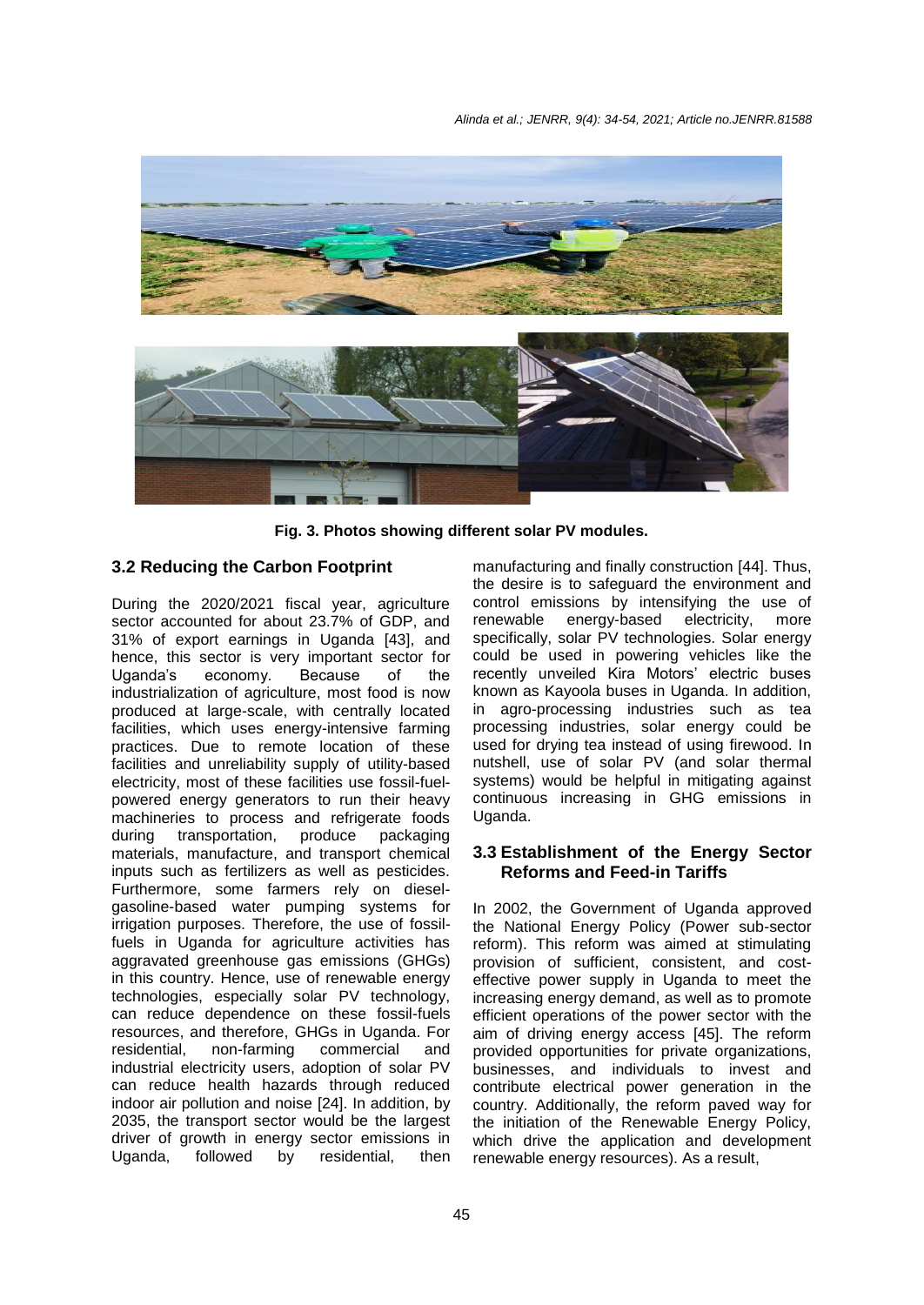Fig. 3. Photos showing different solar PV modules.

### 3.2 Reducing the Carbon Footprint

During the 2020/2021 fiscal year, agriculture sector accounted for about 23.7% of GDP, and 31% of export earnings in Uganda [43], and hence, this sector is very important sector for Uganda's economy. Because of the industrialization of agriculture, most food is now produced at large-scale, with centrally located facilities, which uses energy-intensive farming practices. Due to remote location of these facilities and unreliability supply of utility-based electricity, most of these facilities use fossil-fuel-powered energy generators to run their heavy machineries to process and refrigerate foods during transportation, produce packaging materials, manufacture, and transport chemical inputs such as fertilizers as well as pesticides. Furthermore, some farmers rely on diesel-gasoline-based water pumping systems for irrigation purposes. Therefore, the use of fossil-fuels in Uganda for agriculture activities has aggravated greenhouse gas emissions (GHGs) in this country. Hence, use of renewable energy technologies, especially solar PV technology, can reduce dependence on these fossil-fuels resources, and therefore, GHGs in Uganda. For residential, non-farming commercial and industrial electricity users, adoption of solar PV can reduce health hazards through reduced indoor air pollution and noise [24]. In addition, by 2035, the transport sector would be the largest driver of growth in energy sector emissions in Uganda, followed by residential, then manufacturing and finally construction [44]. Thus, the desire is to safeguard the environment and control emissions by intensifying the use of renewable energy-based electricity, more specifically, solar PV technologies. Solar energy could be used in powering vehicles like the recently unveiled Kira Motors' electric buses known as Kayoola buses in Uganda. In addition, in agro-processing industries such as tea processing industries, solar energy could be used for drying tea instead of using firewood. In nutshell, use of solar PV (and solar thermal systems) would be helpful in mitigating against continuous increasing in GHG emissions in Uganda.

### 3.3 Establishment of the Energy Sector Reforms and Feed-in Tariffs

In 2002, the Government of Uganda approved the National Energy Policy (Power sub-sector reform). This reform was aimed at stimulating provision of sufficient, consistent, and cost-effective power supply in Uganda to meet the increasing energy demand, as well as to promote efficient operations of the power sector with the aim of driving energy access [45]. The reform provided opportunities for private organizations, businesses, and individuals to invest and contribute electrical power generation in the country. Additionally, the reform paved way for the initiation of the Renewable Energy Policy, which drive the application and development renewable energy resources). As a result,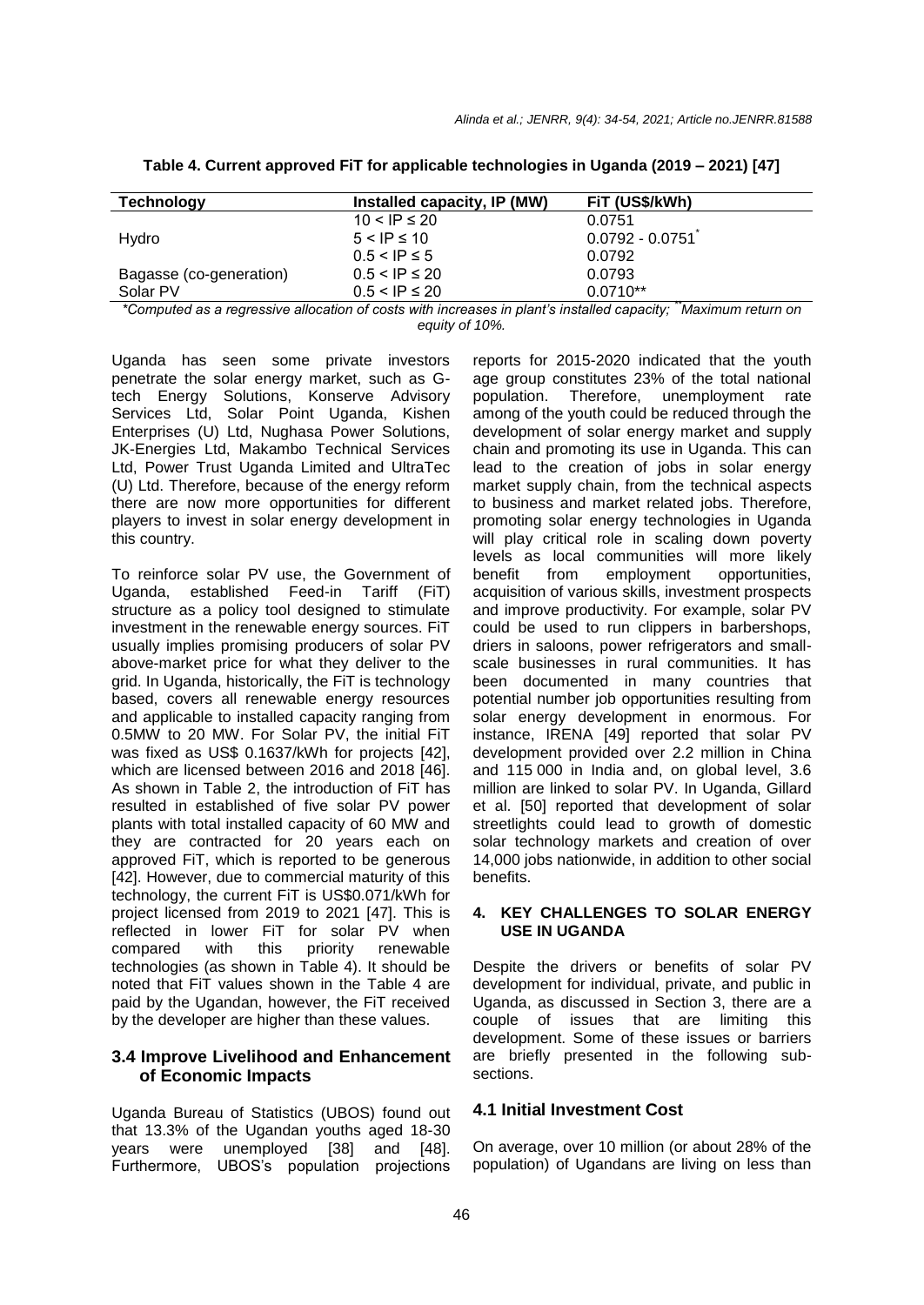**Table 4. Current approved FiT for applicable technologies in Uganda (2019 – 2021) [47]**

| Technology | Installed capacity, IP (MW) | FiT (US$/kWh) |
|---|---|---|
| | 10 < IP ≤ 20 | 0.0751 |
| Hydro | 5 < IP ≤ 10 | 0.0792 - 0.0751* |
| | 0.5 < IP ≤ 5 | 0.0792 |
| Bagasse (co-generation) | 0.5 < IP ≤ 20 | 0.0793 |
| Solar PV | 0.5 < IP ≤ 20 | 0.0710** |

*\*Computed as a regressive allocation of costs with increases in plant's installed capacity; \*\*Maximum return on equity of 10%.*

Uganda has seen some private investors penetrate the solar energy market, such as G-tech Energy Solutions, Konserve Advisory Services Ltd, Solar Point Uganda, Kishen Enterprises (U) Ltd, Nughasa Power Solutions, JK-Energies Ltd, Makambo Technical Services Ltd, Power Trust Uganda Limited and UltraTec (U) Ltd. Therefore, because of the energy reform there are now more opportunities for different players to invest in solar energy development in this country.

To reinforce solar PV use, the Government of Uganda, established Feed-in Tariff (FiT) structure as a policy tool designed to stimulate investment in the renewable energy sources. FiT usually implies promising producers of solar PV above-market price for what they deliver to the grid. In Uganda, historically, the FiT is technology based, covers all renewable energy resources and applicable to installed capacity ranging from 0.5MW to 20 MW. For Solar PV, the initial FiT was fixed as US$ 0.1637/kWh for projects [42], which are licensed between 2016 and 2018 [46]. As shown in Table 2, the introduction of FiT has resulted in established of five solar PV power plants with total installed capacity of 60 MW and they are contracted for 20 years each on approved FiT, which is reported to be generous [42]. However, due to commercial maturity of this technology, the current FiT is US$0.071/kWh for project licensed from 2019 to 2021 [47]. This is reflected in lower FiT for solar PV when compared with this priority renewable technologies (as shown in Table 4). It should be noted that FiT values shown in the Table 4 are paid by the Ugandan, however, the FiT received by the developer are higher than these values.

### 3.4 Improve Livelihood and Enhancement of Economic Impacts

Uganda Bureau of Statistics (UBOS) found out that 13.3% of the Ugandan youths aged 18-30 years were unemployed [38] and [48]. Furthermore, UBOS's population projections reports for 2015-2020 indicated that the youth age group constitutes 23% of the total national population. Therefore, unemployment rate among of the youth could be reduced through the development of solar energy market and supply chain and promoting its use in Uganda. This can lead to the creation of jobs in solar energy market supply chain, from the technical aspects to business and market related jobs. Therefore, promoting solar energy technologies in Uganda will play critical role in scaling down poverty levels as local communities will more likely benefit from employment opportunities, acquisition of various skills, investment prospects and improve productivity. For example, solar PV could be used to run clippers in barbershops, driers in saloons, power refrigerators and small-scale businesses in rural communities. It has been documented in many countries that potential number job opportunities resulting from solar energy development in enormous. For instance, IRENA [49] reported that solar PV development provided over 2.2 million in China and 115 000 in India and, on global level, 3.6 million are linked to solar PV. In Uganda, Gillard et al. [50] reported that development of solar streetlights could lead to growth of domestic solar technology markets and creation of over 14,000 jobs nationwide, in addition to other social benefits.

## 4. KEY CHALLENGES TO SOLAR ENERGY USE IN UGANDA

Despite the drivers or benefits of solar PV development for individual, private, and public in Uganda, as discussed in Section 3, there are a couple of issues that are limiting this development. Some of these issues or barriers are briefly presented in the following sub-sections.

### 4.1 Initial Investment Cost

On average, over 10 million (or about 28% of the population) of Ugandans are living on less than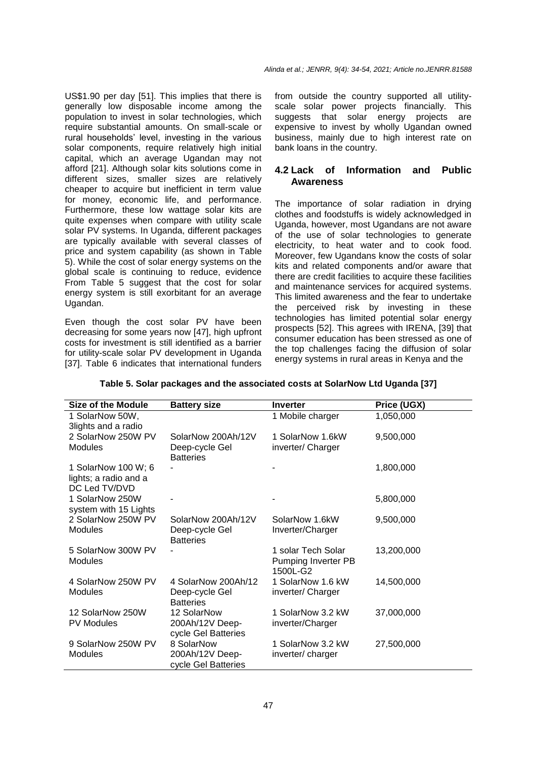US$1.90 per day [51]. This implies that there is generally low disposable income among the population to invest in solar technologies, which require substantial amounts. On small-scale or rural households' level, investing in the various solar components, require relatively high initial capital, which an average Ugandan may not afford [21]. Although solar kits solutions come in different sizes, smaller sizes are relatively cheaper to acquire but inefficient in term value for money, economic life, and performance. Furthermore, these low wattage solar kits are quite expenses when compare with utility scale solar PV systems. In Uganda, different packages are typically available with several classes of price and system capability (as shown in Table 5). While the cost of solar energy systems on the global scale is continuing to reduce, evidence From Table 5 suggest that the cost for solar energy system is still exorbitant for an average Ugandan.

Even though the cost solar PV have been decreasing for some years now [47], high upfront costs for investment is still identified as a barrier for utility-scale solar PV development in Uganda [37]. Table 6 indicates that international funders from outside the country supported all utility-scale solar power projects financially. This suggests that solar energy projects are expensive to invest by wholly Ugandan owned business, mainly due to high interest rate on bank loans in the country.

## 4.2 Lack of Information and Public Awareness

The importance of solar radiation in drying clothes and foodstuffs is widely acknowledged in Uganda, however, most Ugandans are not aware of the use of solar technologies to generate electricity, to heat water and to cook food. Moreover, few Ugandans know the costs of solar kits and related components and/or aware that there are credit facilities to acquire these facilities and maintenance services for acquired systems. This limited awareness and the fear to undertake the perceived risk by investing in these technologies has limited potential solar energy prospects [52]. This agrees with IRENA, [39] that consumer education has been stressed as one of the top challenges facing the diffusion of solar energy systems in rural areas in Kenya and the

**Table 5. Solar packages and the associated costs at SolarNow Ltd Uganda [37]**

| Size of the Module | Battery size | Inverter | Price (UGX) |
|---|---|---|---|
| 1 SolarNow 50W, 3lights and a radio | | 1 Mobile charger | 1,050,000 |
| 2 SolarNow 250W PV Modules | SolarNow 200Ah/12V Deep-cycle Gel Batteries | 1 SolarNow 1.6kW inverter/ Charger | 9,500,000 |
| 1 SolarNow 100 W; 6 lights; a radio and a DC Led TV/DVD | - | - | 1,800,000 |
| 1 SolarNow 250W system with 15 Lights | - | - | 5,800,000 |
| 2 SolarNow 250W PV Modules | SolarNow 200Ah/12V Deep-cycle Gel Batteries | SolarNow 1.6kW Inverter/Charger | 9,500,000 |
| 5 SolarNow 300W PV Modules | - | 1 solar Tech Solar Pumping Inverter PB 1500L-G2 | 13,200,000 |
| 4 SolarNow 250W PV Modules | 4 SolarNow 200Ah/12 Deep-cycle Gel Batteries | 1 SolarNow 1.6 kW inverter/ Charger | 14,500,000 |
| 12 SolarNow 250W PV Modules | 12 SolarNow 200Ah/12V Deep-cycle Gel Batteries | 1 SolarNow 3.2 kW inverter/Charger | 37,000,000 |
| 9 SolarNow 250W PV Modules | 8 SolarNow 200Ah/12V Deep-cycle Gel Batteries | 1 SolarNow 3.2 kW inverter/ charger | 27,500,000 |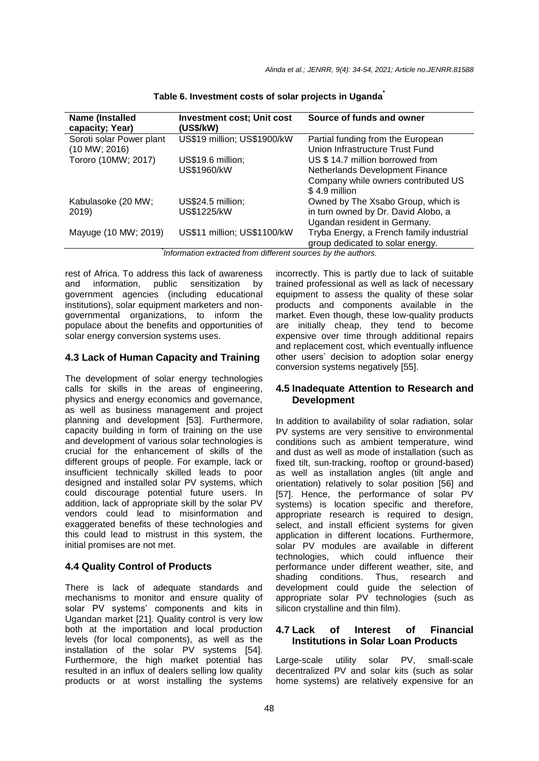**Table 6. Investment costs of solar projects in Uganda***

| Name (Installed capacity; Year) | Investment cost; Unit cost (US$/kW) | Source of funds and owner |
|---|---|---|
| Soroti solar Power plant (10 MW; 2016) | US$19 million; US$1900/kW | Partial funding from the European Union Infrastructure Trust Fund |
| Tororo (10MW; 2017) | US$19.6 million; US$1960/kW | US $ 14.7 million borrowed from Netherlands Development Finance Company while owners contributed US $ 4.9 million |
| Kabulasoke (20 MW; 2019) | US$24.5 million; US$1225/kW | Owned by The Xsabo Group, which is in turn owned by Dr. David Alobo, a Ugandan resident in Germany. |
| Mayuge (10 MW; 2019) | US$11 million; US$1100/kW | Tryba Energy, a French family industrial group dedicated to solar energy. |

*Information extracted from different sources by the authors.*

rest of Africa. To address this lack of awareness and information, public sensitization by government agencies (including educational institutions), solar equipment marketers and non-governmental organizations, to inform the populace about the benefits and opportunities of solar energy conversion systems uses.

### 4.3 Lack of Human Capacity and Training

The development of solar energy technologies calls for skills in the areas of engineering, physics and energy economics and governance, as well as business management and project planning and development [53]. Furthermore, capacity building in form of training on the use and development of various solar technologies is crucial for the enhancement of skills of the different groups of people. For example, lack or insufficient technically skilled leads to poor designed and installed solar PV systems, which could discourage potential future users. In addition, lack of appropriate skill by the solar PV vendors could lead to misinformation and exaggerated benefits of these technologies and this could lead to mistrust in this system, the initial promises are not met.

### 4.4 Quality Control of Products

There is lack of adequate standards and mechanisms to monitor and ensure quality of solar PV systems' components and kits in Ugandan market [21]. Quality control is very low both at the importation and local production levels (for local components), as well as the installation of the solar PV systems [54]. Furthermore, the high market potential has resulted in an influx of dealers selling low quality products or at worst installing the systems incorrectly. This is partly due to lack of suitable trained professional as well as lack of necessary equipment to assess the quality of these solar products and components available in the market. Even though, these low-quality products are initially cheap, they tend to become expensive over time through additional repairs and replacement cost, which eventually influence other users' decision to adoption solar energy conversion systems negatively [55].

### 4.5 Inadequate Attention to Research and Development

In addition to availability of solar radiation, solar PV systems are very sensitive to environmental conditions such as ambient temperature, wind and dust as well as mode of installation (such as fixed tilt, sun-tracking, rooftop or ground-based) as well as installation angles (tilt angle and orientation) relatively to solar position [56] and [57]. Hence, the performance of solar PV systems) is location specific and therefore, appropriate research is required to design, select, and install efficient systems for given application in different locations. Furthermore, solar PV modules are available in different technologies, which could influence their performance under different weather, site, and shading conditions. Thus, research and development could guide the selection of appropriate solar PV technologies (such as silicon crystalline and thin film).

### 4.7 Lack of Interest of Financial Institutions in Solar Loan Products

Large-scale utility solar PV, small-scale decentralized PV and solar kits (such as solar home systems) are relatively expensive for an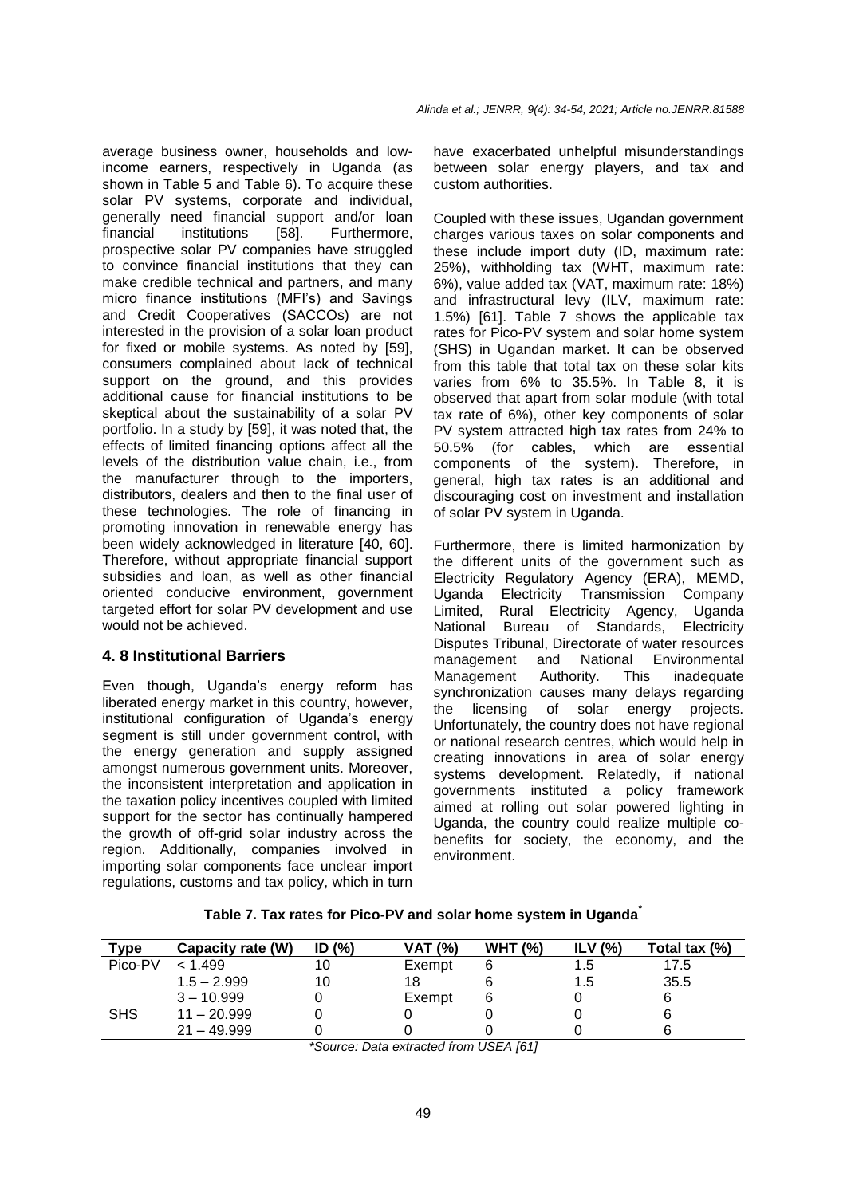average business owner, households and low-income earners, respectively in Uganda (as shown in Table 5 and Table 6). To acquire these solar PV systems, corporate and individual, generally need financial support and/or loan financial institutions [58]. Furthermore, prospective solar PV companies have struggled to convince financial institutions that they can make credible technical and partners, and many micro finance institutions (MFI's) and Savings and Credit Cooperatives (SACCOs) are not interested in the provision of a solar loan product for fixed or mobile systems. As noted by [59], consumers complained about lack of technical support on the ground, and this provides additional cause for financial institutions to be skeptical about the sustainability of a solar PV portfolio. In a study by [59], it was noted that, the effects of limited financing options affect all the levels of the distribution value chain, i.e., from the manufacturer through to the importers, distributors, dealers and then to the final user of these technologies. The role of financing in promoting innovation in renewable energy has been widely acknowledged in literature [40, 60]. Therefore, without appropriate financial support subsidies and loan, as well as other financial oriented conducive environment, government targeted effort for solar PV development and use would not be achieved.

## 4. 8 Institutional Barriers

Even though, Uganda's energy reform has liberated energy market in this country, however, institutional configuration of Uganda's energy segment is still under government control, with the energy generation and supply assigned amongst numerous government units. Moreover, the inconsistent interpretation and application in the taxation policy incentives coupled with limited support for the sector has continually hampered the growth of off-grid solar industry across the region. Additionally, companies involved in importing solar components face unclear import regulations, customs and tax policy, which in turn have exacerbated unhelpful misunderstandings between solar energy players, and tax and custom authorities.

Coupled with these issues, Ugandan government charges various taxes on solar components and these include import duty (ID, maximum rate: 25%), withholding tax (WHT, maximum rate: 6%), value added tax (VAT, maximum rate: 18%) and infrastructural levy (ILV, maximum rate: 1.5%) [61]. Table 7 shows the applicable tax rates for Pico-PV system and solar home system (SHS) in Ugandan market. It can be observed from this table that total tax on these solar kits varies from 6% to 35.5%. In Table 8, it is observed that apart from solar module (with total tax rate of 6%), other key components of solar PV system attracted high tax rates from 24% to 50.5% (for cables, which are essential components of the system). Therefore, in general, high tax rates is an additional and discouraging cost on investment and installation of solar PV system in Uganda.

Furthermore, there is limited harmonization by the different units of the government such as Electricity Regulatory Agency (ERA), MEMD, Uganda Electricity Transmission Company Limited, Rural Electricity Agency, Uganda National Bureau of Standards, Electricity Disputes Tribunal, Directorate of water resources management and National Environmental Management Authority. This inadequate synchronization causes many delays regarding the licensing of solar energy projects. Unfortunately, the country does not have regional or national research centres, which would help in creating innovations in area of solar energy systems development. Relatedly, if national governments instituted a policy framework aimed at rolling out solar powered lighting in Uganda, the country could realize multiple co-benefits for society, the economy, and the environment.

**Table 7. Tax rates for Pico-PV and solar home system in Uganda***

| Type | Capacity rate (W) | ID (%) | VAT (%) | WHT (%) | ILV (%) | Total tax (%) |
|---|---|---|---|---|---|---|
| Pico-PV | < 1.499 | 10 | Exempt | 6 | 1.5 | 17.5 |
| | 1.5 – 2.999 | 10 | 18 | 6 | 1.5 | 35.5 |
| | 3 – 10.999 | 0 | Exempt | 6 | 0 | 6 |
| SHS | 11 – 20.999 | 0 | 0 | 0 | 0 | 6 |
| | 21 – 49.999 | 0 | 0 | 0 | 0 | 6 |

*\*Source: Data extracted from USEA [61]*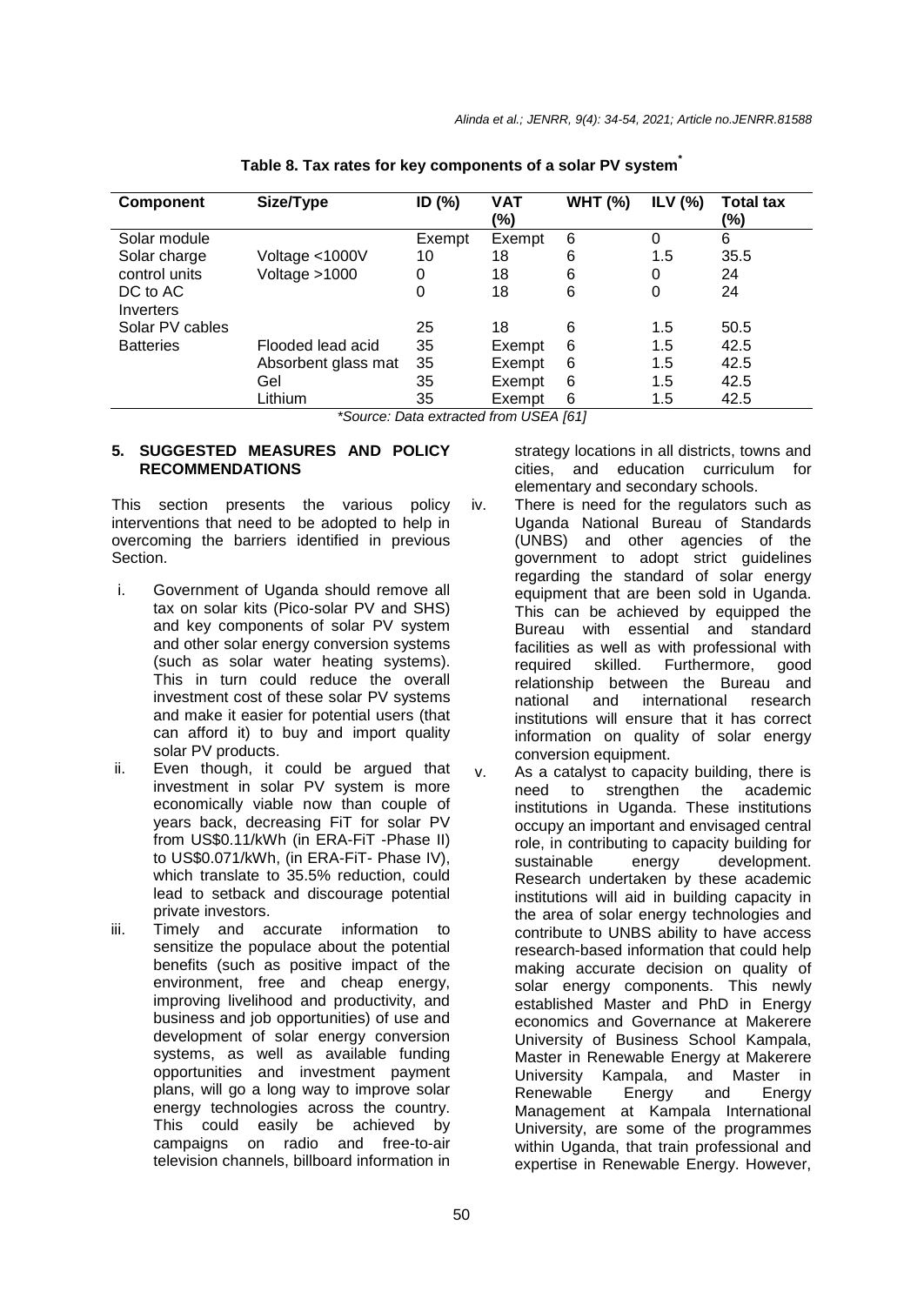**Table 8. Tax rates for key components of a solar PV system***

| Component | Size/Type | ID (%) | VAT (%) | WHT (%) | ILV (%) | Total tax (%) |
|---|---|---|---|---|---|---|
| Solar module | | Exempt | Exempt | 6 | 0 | 6 |
| Solar charge control units | Voltage <1000V | 10 | 18 | 6 | 1.5 | 35.5 |
| | Voltage >1000 | 0 | 18 | 6 | 0 | 24 |
| DC to AC Inverters | | 0 | 18 | 6 | 0 | 24 |
| Solar PV cables | | 25 | 18 | 6 | 1.5 | 50.5 |
| Batteries | Flooded lead acid | 35 | Exempt | 6 | 1.5 | 42.5 |
| | Absorbent glass mat | 35 | Exempt | 6 | 1.5 | 42.5 |
| | Gel | 35 | Exempt | 6 | 1.5 | 42.5 |
| | Lithium | 35 | Exempt | 6 | 1.5 | 42.5 |

*\*Source: Data extracted from USEA [61]*

## 5. SUGGESTED MEASURES AND POLICY RECOMMENDATIONS

This section presents the various policy interventions that need to be adopted to help in overcoming the barriers identified in previous Section.

i. Government of Uganda should remove all tax on solar kits (Pico-solar PV and SHS) and key components of solar PV system and other solar energy conversion systems (such as solar water heating systems). This in turn could reduce the overall investment cost of these solar PV systems and make it easier for potential users (that can afford it) to buy and import quality solar PV products.
ii. Even though, it could be argued that investment in solar PV system is more economically viable now than couple of years back, decreasing FiT for solar PV from US$0.11/kWh (in ERA-FiT -Phase II) to US$0.071/kWh, (in ERA-FiT- Phase IV), which translate to 35.5% reduction, could lead to setback and discourage potential private investors.
iii. Timely and accurate information to sensitize the populace about the potential benefits (such as positive impact of the environment, free and cheap energy, improving livelihood and productivity, and business and job opportunities) of use and development of solar energy conversion systems, as well as available funding opportunities and investment payment plans, will go a long way to improve solar energy technologies across the country. This could easily be achieved by campaigns on radio and free-to-air television channels, billboard information in strategy locations in all districts, towns and cities, and education curriculum for elementary and secondary schools.
iv. There is need for the regulators such as Uganda National Bureau of Standards (UNBS) and other agencies of the government to adopt strict guidelines regarding the standard of solar energy equipment that are been sold in Uganda. This can be achieved by equipped the Bureau with essential and standard facilities as well as with professional with required skilled. Furthermore, good relationship between the Bureau and national and international research institutions will ensure that it has correct information on quality of solar energy conversion equipment.
v. As a catalyst to capacity building, there is need to strengthen the academic institutions in Uganda. These institutions occupy an important and envisaged central role, in contributing to capacity building for sustainable energy development. Research undertaken by these academic institutions will aid in building capacity in the area of solar energy technologies and contribute to UNBS ability to have access research-based information that could help making accurate decision on quality of solar energy components. This newly established Master and PhD in Energy economics and Governance at Makerere University of Business School Kampala, Master in Renewable Energy at Makerere University Kampala, and Master in Renewable Energy and Energy Management at Kampala International University, are some of the programmes within Uganda, that train professional and expertise in Renewable Energy. However,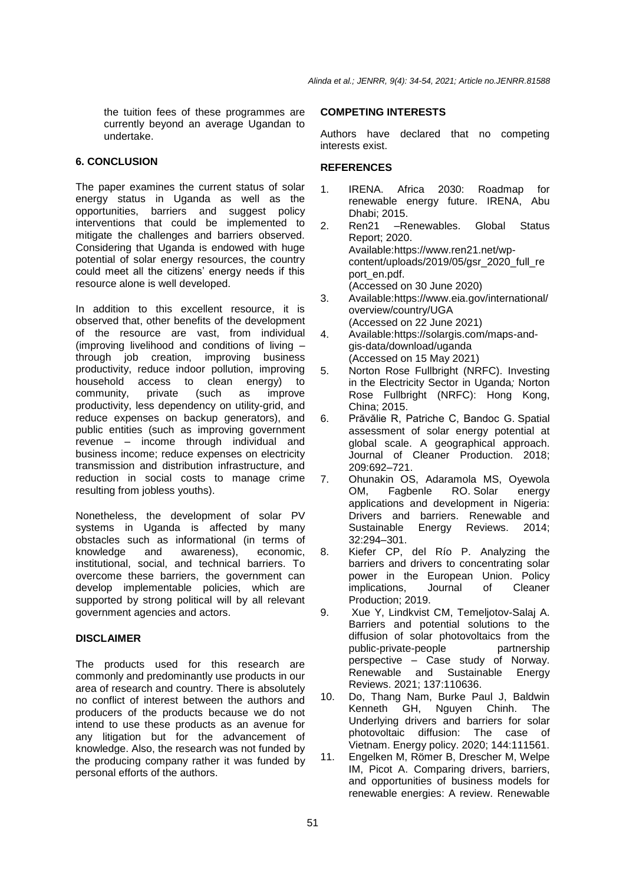the tuition fees of these programmes are currently beyond an average Ugandan to undertake.

## 6. CONCLUSION

The paper examines the current status of solar energy status in Uganda as well as the opportunities, barriers and suggest policy interventions that could be implemented to mitigate the challenges and barriers observed. Considering that Uganda is endowed with huge potential of solar energy resources, the country could meet all the citizens' energy needs if this resource alone is well developed.

In addition to this excellent resource, it is observed that, other benefits of the development of the resource are vast, from individual (improving livelihood and conditions of living – through job creation, improving business productivity, reduce indoor pollution, improving household access to clean energy) to community, private (such as improve productivity, less dependency on utility-grid, and reduce expenses on backup generators), and public entities (such as improving government revenue – income through individual and business income; reduce expenses on electricity transmission and distribution infrastructure, and reduction in social costs to manage crime resulting from jobless youths).

Nonetheless, the development of solar PV systems in Uganda is affected by many obstacles such as informational (in terms of knowledge and awareness), economic, institutional, social, and technical barriers. To overcome these barriers, the government can develop implementable policies, which are supported by strong political will by all relevant government agencies and actors.

## DISCLAIMER

The products used for this research are commonly and predominantly use products in our area of research and country. There is absolutely no conflict of interest between the authors and producers of the products because we do not intend to use these products as an avenue for any litigation but for the advancement of knowledge. Also, the research was not funded by the producing company rather it was funded by personal efforts of the authors.

## COMPETING INTERESTS

Authors have declared that no competing interests exist.

## REFERENCES

1. IRENA. Africa 2030: Roadmap for renewable energy future. IRENA, Abu Dhabi; 2015.
2. Ren21 –Renewables. Global Status Report; 2020. Available:https://www.ren21.net/wp-content/uploads/2019/05/gsr_2020_full_report_en.pdf. (Accessed on 30 June 2020)
3. Available:https://www.eia.gov/international/overview/country/UGA (Accessed on 22 June 2021)
4. Available:https://solargis.com/maps-and-gis-data/download/uganda (Accessed on 15 May 2021)
5. Norton Rose Fullbright (NRFC). Investing in the Electricity Sector in Uganda*;* Norton Rose Fullbright (NRFC): Hong Kong, China; 2015.
6. Prăvălie R, Patriche C, Bandoc G. Spatial assessment of solar energy potential at global scale. A geographical approach. Journal of Cleaner Production. 2018; 209:692–721.
7. Ohunakin OS, Adaramola MS, Oyewola OM, Fagbenle RO. Solar energy applications and development in Nigeria: Drivers and barriers. Renewable and Sustainable Energy Reviews. 2014; 32:294–301.
8. Kiefer CP, del Río P. Analyzing the barriers and drivers to concentrating solar power in the European Union. Policy implications, Journal of Cleaner Production; 2019.
9. Xue Y, Lindkvist CM, Temeljotov-Salaj A. Barriers and potential solutions to the diffusion of solar photovoltaics from the public-private-people partnership perspective – Case study of Norway. Renewable and Sustainable Energy Reviews. 2021; 137:110636.
10. Do, Thang Nam, Burke Paul J, Baldwin Kenneth GH, Nguyen Chinh. The Underlying drivers and barriers for solar photovoltaic diffusion: The case of Vietnam. Energy policy. 2020; 144:111561.
11. Engelken M, Römer B, Drescher M, Welpe IM, Picot A. Comparing drivers, barriers, and opportunities of business models for renewable energies: A review. Renewable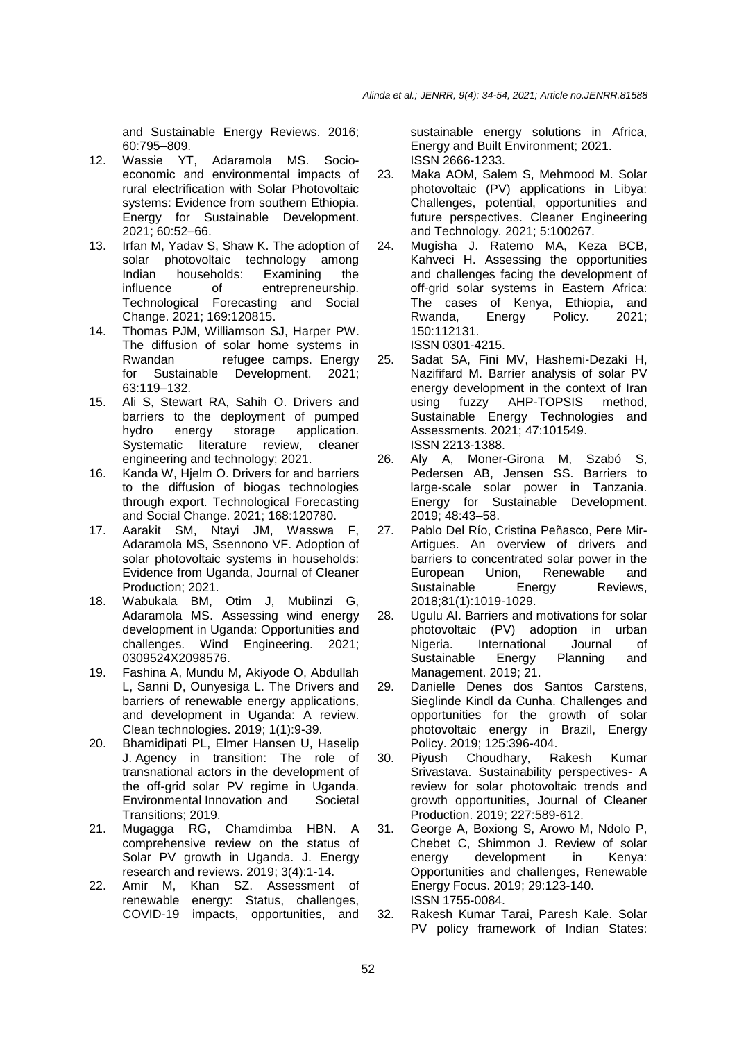and Sustainable Energy Reviews. 2016; 60:795–809.

12. Wassie YT, Adaramola MS. Socio-economic and environmental impacts of rural electrification with Solar Photovoltaic systems: Evidence from southern Ethiopia. Energy for Sustainable Development. 2021; 60:52–66.
13. Irfan M, Yadav S, Shaw K. The adoption of solar photovoltaic technology among Indian households: Examining the influence of entrepreneurship. Technological Forecasting and Social Change. 2021; 169:120815.
14. Thomas PJM, Williamson SJ, Harper PW. The diffusion of solar home systems in Rwandan refugee camps. Energy for Sustainable Development. 2021; 63:119–132.
15. Ali S, Stewart RA, Sahih O. Drivers and barriers to the deployment of pumped hydro energy storage application. Systematic literature review, cleaner engineering and technology; 2021.
16. Kanda W, Hjelm O. Drivers for and barriers to the diffusion of biogas technologies through export. Technological Forecasting and Social Change. 2021; 168:120780.
17. Aarakit SM, Ntayi JM, Wasswa F, Adaramola MS, Ssennono VF. Adoption of solar photovoltaic systems in households: Evidence from Uganda, Journal of Cleaner Production; 2021.
18. Wabukala BM, Otim J, Mubiinzi G, Adaramola MS. Assessing wind energy development in Uganda: Opportunities and challenges. Wind Engineering. 2021; 0309524X2098576.
19. Fashina A, Mundu M, Akiyode O, Abdullah L, Sanni D, Ounyesiga L. The Drivers and barriers of renewable energy applications, and development in Uganda: A review. Clean technologies. 2019; 1(1):9-39.
20. Bhamidipati PL, Elmer Hansen U, Haselip J. Agency in transition: The role of transnational actors in the development of the off-grid solar PV regime in Uganda. Environmental Innovation and Societal Transitions; 2019.
21. Mugagga RG, Chamdimba HBN. A comprehensive review on the status of Solar PV growth in Uganda. J. Energy research and reviews. 2019; 3(4):1-14.
22. Amir M, Khan SZ. Assessment of renewable energy: Status, challenges, COVID-19 impacts, opportunities, and sustainable energy solutions in Africa, Energy and Built Environment; 2021. ISSN 2666-1233.
23. Maka AOM, Salem S, Mehmood M. Solar photovoltaic (PV) applications in Libya: Challenges, potential, opportunities and future perspectives. Cleaner Engineering and Technology. 2021; 5:100267.
24. Mugisha J. Ratemo MA, Keza BCB, Kahveci H. Assessing the opportunities and challenges facing the development of off-grid solar systems in Eastern Africa: The cases of Kenya, Ethiopia, and Rwanda, Energy Policy. 2021; 150:112131. ISSN 0301-4215.
25. Sadat SA, Fini MV, Hashemi-Dezaki H, Nazififard M. Barrier analysis of solar PV energy development in the context of Iran using fuzzy AHP-TOPSIS method, Sustainable Energy Technologies and Assessments. 2021; 47:101549. ISSN 2213-1388.
26. Aly A, Moner-Girona M, Szabó S, Pedersen AB, Jensen SS. Barriers to large-scale solar power in Tanzania. Energy for Sustainable Development. 2019; 48:43–58.
27. Pablo Del Río, Cristina Peñasco, Pere Mir-Artigues. An overview of drivers and barriers to concentrated solar power in the European Union, Renewable and Sustainable Energy Reviews, 2018;81(1):1019-1029.
28. Ugulu AI. Barriers and motivations for solar photovoltaic (PV) adoption in urban Nigeria. International Journal of Sustainable Energy Planning and Management. 2019; 21.
29. Danielle Denes dos Santos Carstens, Sieglinde Kindl da Cunha. Challenges and opportunities for the growth of solar photovoltaic energy in Brazil, Energy Policy. 2019; 125:396-404.
30. Piyush Choudhary, Rakesh Kumar Srivastava. Sustainability perspectives- A review for solar photovoltaic trends and growth opportunities, Journal of Cleaner Production. 2019; 227:589-612.
31. George A, Boxiong S, Arowo M, Ndolo P, Chebet C, Shimmon J. Review of solar energy development in Kenya: Opportunities and challenges, Renewable Energy Focus. 2019; 29:123-140. ISSN 1755-0084.
32. Rakesh Kumar Tarai, Paresh Kale. Solar PV policy framework of Indian States: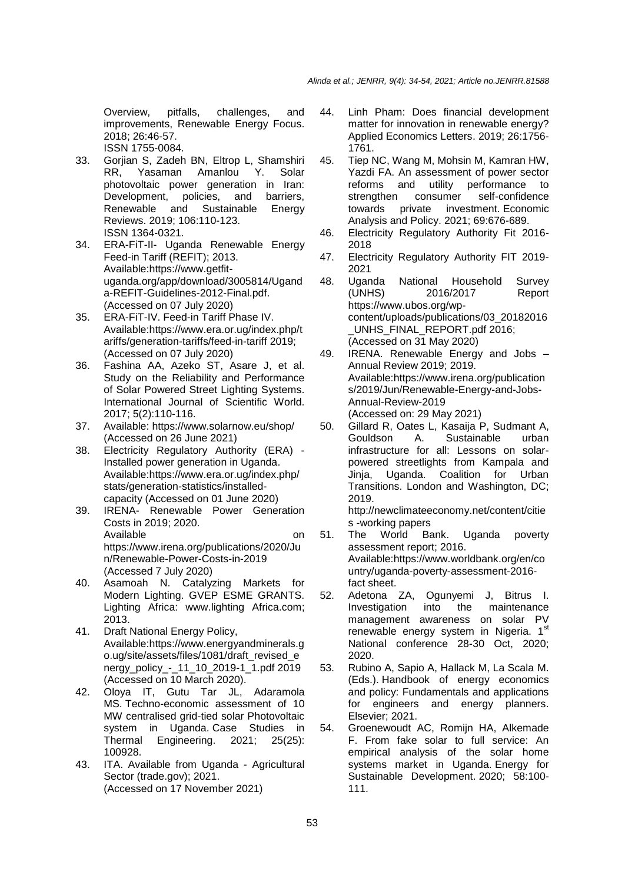Overview, pitfalls, challenges, and improvements, Renewable Energy Focus. 2018; 26:46-57. ISSN 1755-0084.

33. Gorjian S, Zadeh BN, Eltrop L, Shamshiri RR, Yasaman Amanlou Y. Solar photovoltaic power generation in Iran: Development, policies, and barriers, Renewable and Sustainable Energy Reviews. 2019; 106:110-123. ISSN 1364-0321.
34. ERA-FiT-II- Uganda Renewable Energy Feed-in Tariff (REFIT); 2013. Available:https://www.getfit-uganda.org/app/download/3005814/Uganda-REFIT-Guidelines-2012-Final.pdf. (Accessed on 07 July 2020)
35. ERA-FiT-IV. Feed-in Tariff Phase IV. Available:https://www.era.or.ug/index.php/tariffs/generation-tariffs/feed-in-tariff 2019; (Accessed on 07 July 2020)
36. Fashina AA, Azeko ST, Asare J, et al. Study on the Reliability and Performance of Solar Powered Street Lighting Systems. International Journal of Scientific World. 2017; 5(2):110-116.
37. Available: https://www.solarnow.eu/shop/ (Accessed on 26 June 2021)
38. Electricity Regulatory Authority (ERA) - Installed power generation in Uganda. Available:https://www.era.or.ug/index.php/stats/generation-statistics/installed-capacity (Accessed on 01 June 2020)
39. IRENA- Renewable Power Generation Costs in 2019; 2020. Available on https://www.irena.org/publications/2020/Jun/Renewable-Power-Costs-in-2019 (Accessed 7 July 2020)
40. Asamoah N. Catalyzing Markets for Modern Lighting. GVEP ESME GRANTS. Lighting Africa: www.lighting Africa.com; 2013.
41. Draft National Energy Policy, Available:https://www.energyandminerals.go.ug/site/assets/files/1081/draft_revised_energy_policy_-_11_10_2019-1_1.pdf 2019 (Accessed on 10 March 2020).
42. Oloya IT, Gutu Tar JL, Adaramola MS. Techno-economic assessment of 10 MW centralised grid-tied solar Photovoltaic system in Uganda. Case Studies in Thermal Engineering. 2021; 25(25): 100928.
43. ITA. Available from Uganda - Agricultural Sector (trade.gov); 2021. (Accessed on 17 November 2021)
44. Linh Pham: Does financial development matter for innovation in renewable energy? Applied Economics Letters. 2019; 26:1756-1761.
45. Tiep NC, Wang M, Mohsin M, Kamran HW, Yazdi FA. An assessment of power sector reforms and utility performance to strengthen consumer self-confidence towards private investment. Economic Analysis and Policy. 2021; 69:676-689.
46. Electricity Regulatory Authority Fit 2016-2018
47. Electricity Regulatory Authority FIT 2019-2021
48. Uganda National Household Survey (UNHS) 2016/2017 Report https://www.ubos.org/wp-content/uploads/publications/03_20182016_UNHS_FINAL_REPORT.pdf 2016; (Accessed on 31 May 2020)
49. IRENA. Renewable Energy and Jobs – Annual Review 2019; 2019. Available:https://www.irena.org/publications/2019/Jun/Renewable-Energy-and-Jobs-Annual-Review-2019 (Accessed on: 29 May 2021)
50. Gillard R, Oates L, Kasaija P, Sudmant A, Gouldson A. Sustainable urban infrastructure for all: Lessons on solar-powered streetlights from Kampala and Jinja, Uganda. Coalition for Urban Transitions. London and Washington, DC; 2019. http://newclimateeconomy.net/content/cities -working papers
51. The World Bank. Uganda poverty assessment report; 2016. Available:https://www.worldbank.org/en/country/uganda-poverty-assessment-2016-fact sheet.
52. Adetona ZA, Ogunyemi J, Bitrus I. Investigation into the maintenance management awareness on solar PV renewable energy system in Nigeria. 1st National conference 28-30 Oct, 2020; 2020.
53. Rubino A, Sapio A, Hallack M, La Scala M. (Eds.). Handbook of energy economics and policy: Fundamentals and applications for engineers and energy planners. Elsevier; 2021.
54. Groenewoudt AC, Romijn HA, Alkemade F. From fake solar to full service: An empirical analysis of the solar home systems market in Uganda. Energy for Sustainable Development. 2020; 58:100-111.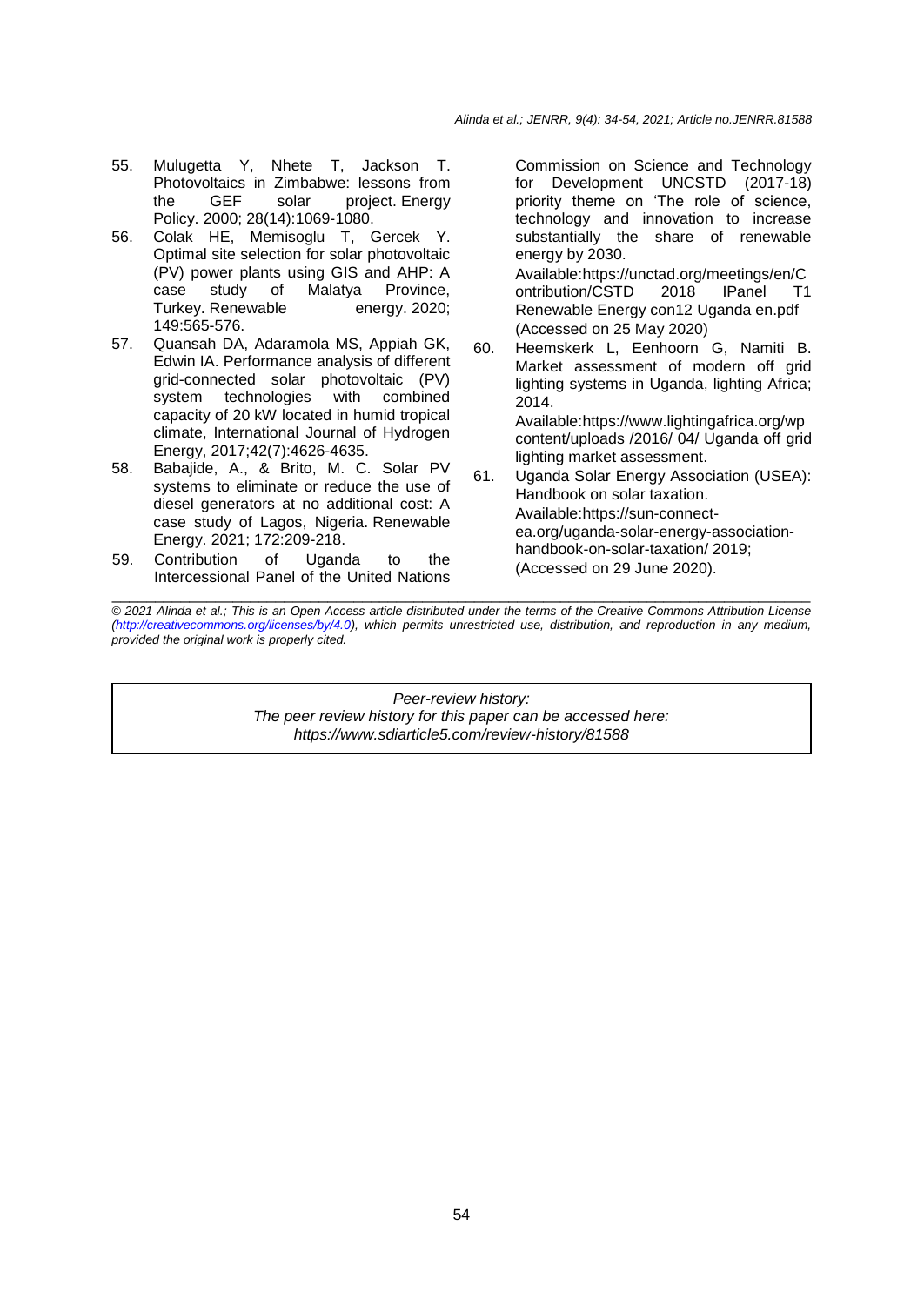55. Mulugetta Y, Nhete T, Jackson T. Photovoltaics in Zimbabwe: lessons from the GEF solar project. Energy Policy. 2000; 28(14):1069-1080.
56. Colak HE, Memisoglu T, Gercek Y. Optimal site selection for solar photovoltaic (PV) power plants using GIS and AHP: A case study of Malatya Province, Turkey. Renewable energy. 2020; 149:565-576.
57. Quansah DA, Adaramola MS, Appiah GK, Edwin IA. Performance analysis of different grid-connected solar photovoltaic (PV) system technologies with combined capacity of 20 kW located in humid tropical climate, International Journal of Hydrogen Energy, 2017;42(7):4626-4635.
58. Babajide, A., & Brito, M. C. Solar PV systems to eliminate or reduce the use of diesel generators at no additional cost: A case study of Lagos, Nigeria. Renewable Energy. 2021; 172:209-218.
59. Contribution of Uganda to the Intercessional Panel of the United Nations Commission on Science and Technology for Development UNCSTD (2017-18) priority theme on 'The role of science, technology and innovation to increase substantially the share of renewable energy by 2030.
Available:https://unctad.org/meetings/en/Contribution/CSTD 2018 IPanel T1 Renewable Energy con12 Uganda en.pdf
(Accessed on 25 May 2020)
60. Heemskerk L, Eenhoorn G, Namiti B. Market assessment of modern off grid lighting systems in Uganda, lighting Africa; 2014.
Available:https://www.lightingafrica.org/wp content/uploads /2016/ 04/ Uganda off grid lighting market assessment.
61. Uganda Solar Energy Association (USEA): Handbook on solar taxation.
Available:https://sun-connect-ea.org/uganda-solar-energy-association-handbook-on-solar-taxation/ 2019;
(Accessed on 29 June 2020).

---

*© 2021 Alinda et al.; This is an Open Access article distributed under the terms of the Creative Commons Attribution License (http://creativecommons.org/licenses/by/4.0), which permits unrestricted use, distribution, and reproduction in any medium, provided the original work is properly cited.*

*Peer-review history:*
*The peer review history for this paper can be accessed here:*
*https://www.sdiarticle5.com/review-history/81588*